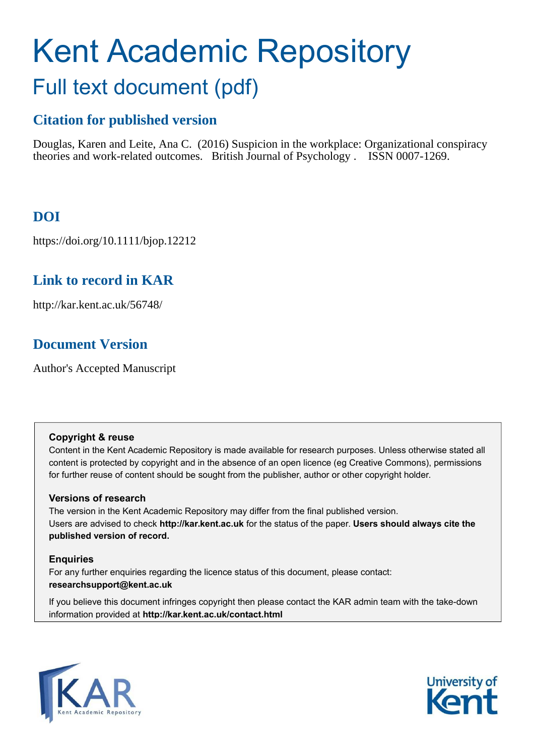# Kent Academic Repository

## Full text document (pdf)

### Citation for published version

Douglas, Karen and Leite, Ana C. (2016) Suspicion in the workplace: Organizational conspiracy theories and work-related outcomes. British Journal of Psychology . ISSN 0007-1269.

### DOI

https://doi.org/10.1111/bjop.12212

### Link to record in KAR

http://kar.kent.ac.uk/56748/

### Document Version

Author's Accepted Manuscript

**Copyright & reuse**

Content in the Kent Academic Repository is made available for research purposes. Unless otherwise stated all content is protected by copyright and in the absence of an open licence (eg Creative Commons), permissions for further reuse of content should be sought from the publisher, author or other copyright holder.

**Versions of research**

The version in the Kent Academic Repository may differ from the final published version. Users are advised to check **http://kar.kent.ac.uk** for the status of the paper. **Users should always cite the published version of record.**

**Enquiries**

For any further enquiries regarding the licence status of this document, please contact: **researchsupport@kent.ac.uk**

If you believe this document infringes copyright then please contact the KAR admin team with the take-down information provided at **http://kar.kent.ac.uk/contact.html**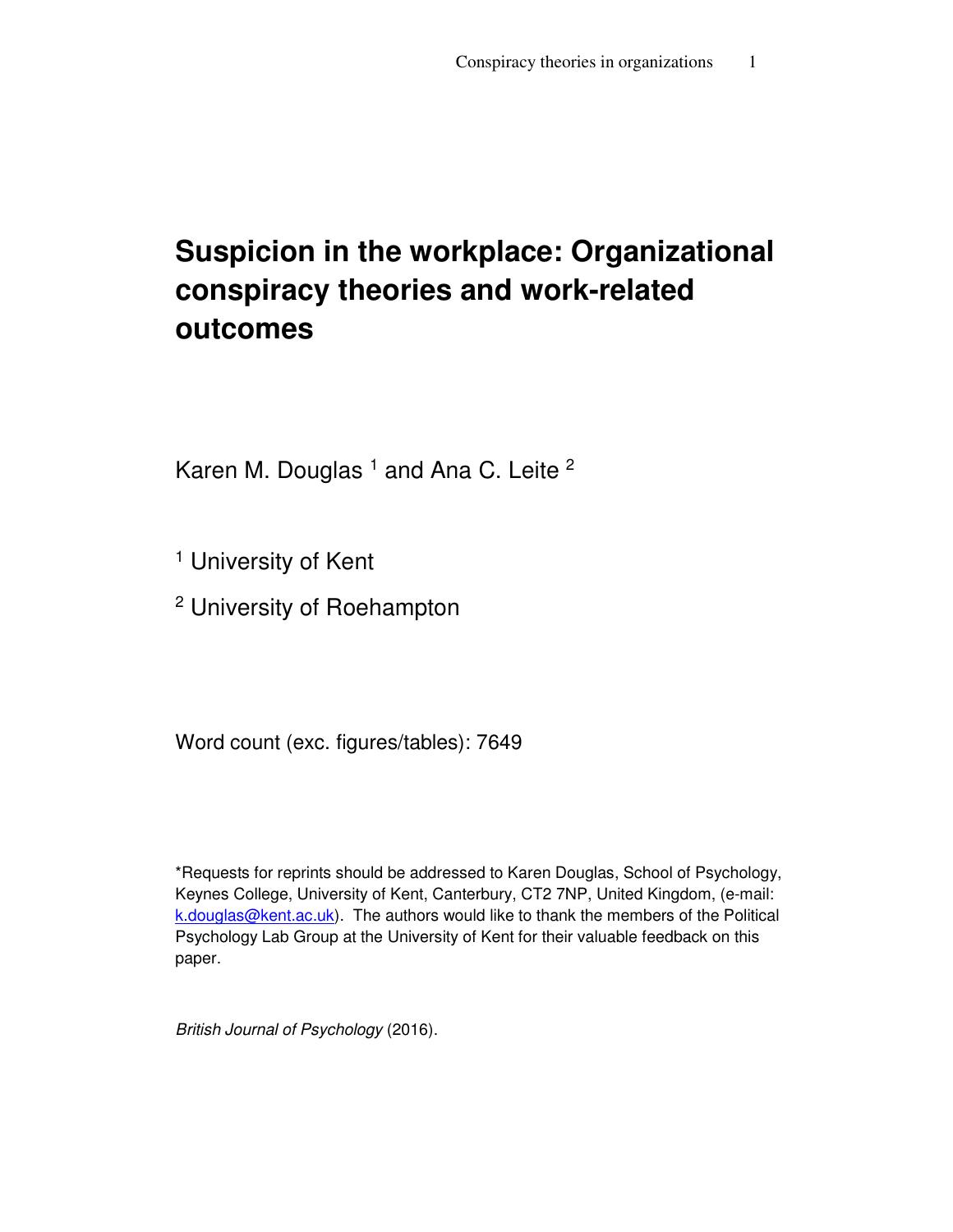# Suspicion in the workplace: Organizational conspiracy theories and work-related outcomes

Karen M. Douglas [1] and Ana C. Leite [2]

[1] University of Kent

[2] University of Roehampton

Word count (exc. figures/tables): 7649

*Requests for reprints should be addressed to Karen Douglas, School of Psychology, Keynes College, University of Kent, Canterbury, CT2 7NP, United Kingdom, (e-mail: k.douglas@kent.ac.uk). The authors would like to thank the members of the Political Psychology Lab Group at the University of Kent for their valuable feedback on this paper.

*British Journal of Psychology* (2016).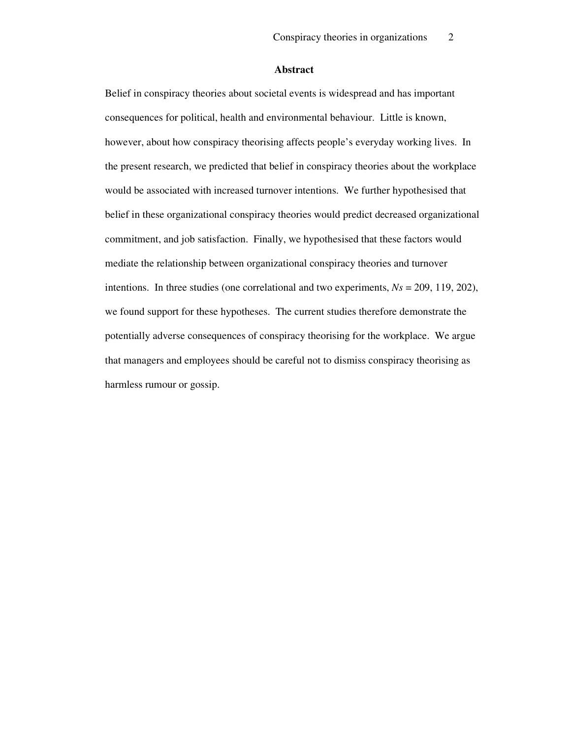## Abstract

Belief in conspiracy theories about societal events is widespread and has important consequences for political, health and environmental behaviour. Little is known, however, about how conspiracy theorising affects people's everyday working lives. In the present research, we predicted that belief in conspiracy theories about the workplace would be associated with increased turnover intentions. We further hypothesised that belief in these organizational conspiracy theories would predict decreased organizational commitment, and job satisfaction. Finally, we hypothesised that these factors would mediate the relationship between organizational conspiracy theories and turnover intentions. In three studies (one correlational and two experiments, *Ns* = 209, 119, 202), we found support for these hypotheses. The current studies therefore demonstrate the potentially adverse consequences of conspiracy theorising for the workplace. We argue that managers and employees should be careful not to dismiss conspiracy theorising as harmless rumour or gossip.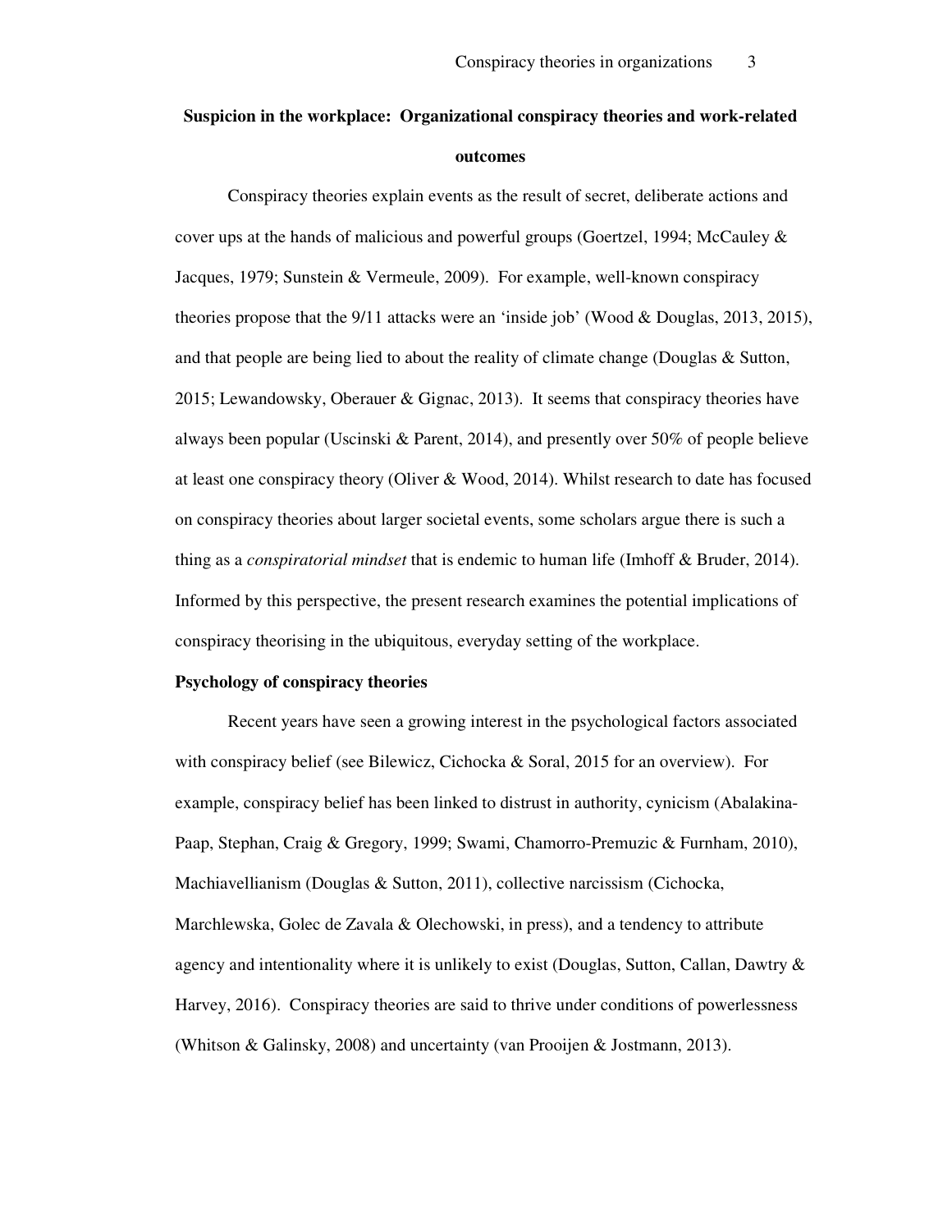**Suspicion in the workplace: Organizational conspiracy theories and work-related outcomes**

Conspiracy theories explain events as the result of secret, deliberate actions and cover ups at the hands of malicious and powerful groups (Goertzel, 1994; McCauley & Jacques, 1979; Sunstein & Vermeule, 2009). For example, well-known conspiracy theories propose that the 9/11 attacks were an 'inside job' (Wood & Douglas, 2013, 2015), and that people are being lied to about the reality of climate change (Douglas & Sutton, 2015; Lewandowsky, Oberauer & Gignac, 2013). It seems that conspiracy theories have always been popular (Uscinski & Parent, 2014), and presently over 50% of people believe at least one conspiracy theory (Oliver & Wood, 2014). Whilst research to date has focused on conspiracy theories about larger societal events, some scholars argue there is such a thing as a *conspiratorial mindset* that is endemic to human life (Imhoff & Bruder, 2014). Informed by this perspective, the present research examines the potential implications of conspiracy theorising in the ubiquitous, everyday setting of the workplace.

**Psychology of conspiracy theories**

Recent years have seen a growing interest in the psychological factors associated with conspiracy belief (see Bilewicz, Cichocka & Soral, 2015 for an overview). For example, conspiracy belief has been linked to distrust in authority, cynicism (Abalakina-Paap, Stephan, Craig & Gregory, 1999; Swami, Chamorro-Premuzic & Furnham, 2010), Machiavellianism (Douglas & Sutton, 2011), collective narcissism (Cichocka, Marchlewska, Golec de Zavala & Olechowski, in press), and a tendency to attribute agency and intentionality where it is unlikely to exist (Douglas, Sutton, Callan, Dawtry & Harvey, 2016). Conspiracy theories are said to thrive under conditions of powerlessness (Whitson & Galinsky, 2008) and uncertainty (van Prooijen & Jostmann, 2013).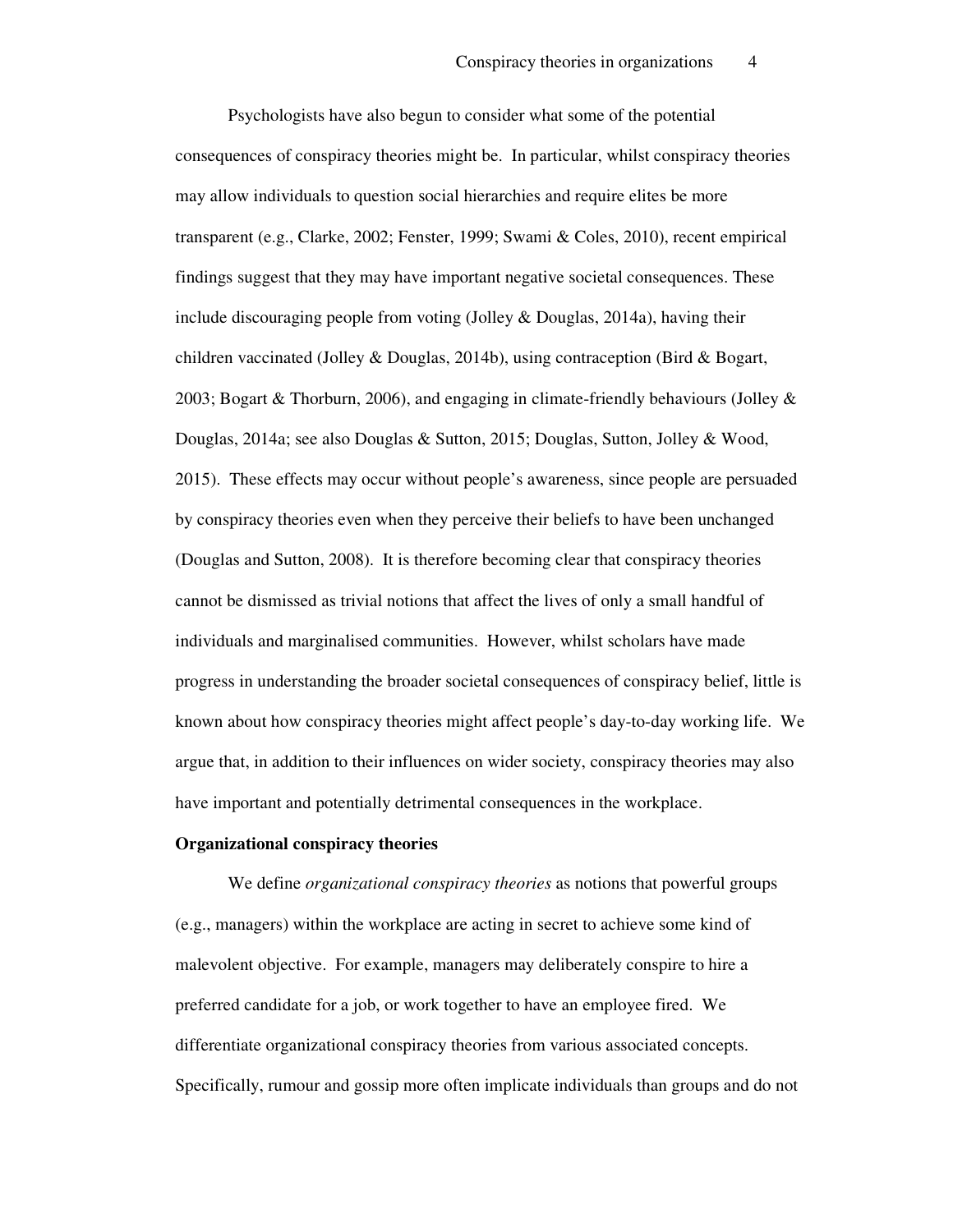Psychologists have also begun to consider what some of the potential consequences of conspiracy theories might be. In particular, whilst conspiracy theories may allow individuals to question social hierarchies and require elites be more transparent (e.g., Clarke, 2002; Fenster, 1999; Swami & Coles, 2010), recent empirical findings suggest that they may have important negative societal consequences. These include discouraging people from voting (Jolley & Douglas, 2014a), having their children vaccinated (Jolley & Douglas, 2014b), using contraception (Bird & Bogart, 2003; Bogart & Thorburn, 2006), and engaging in climate-friendly behaviours (Jolley & Douglas, 2014a; see also Douglas & Sutton, 2015; Douglas, Sutton, Jolley & Wood, 2015). These effects may occur without people's awareness, since people are persuaded by conspiracy theories even when they perceive their beliefs to have been unchanged (Douglas and Sutton, 2008). It is therefore becoming clear that conspiracy theories cannot be dismissed as trivial notions that affect the lives of only a small handful of individuals and marginalised communities. However, whilst scholars have made progress in understanding the broader societal consequences of conspiracy belief, little is known about how conspiracy theories might affect people's day-to-day working life. We argue that, in addition to their influences on wider society, conspiracy theories may also have important and potentially detrimental consequences in the workplace.

**Organizational conspiracy theories**

We define *organizational conspiracy theories* as notions that powerful groups (e.g., managers) within the workplace are acting in secret to achieve some kind of malevolent objective. For example, managers may deliberately conspire to hire a preferred candidate for a job, or work together to have an employee fired. We differentiate organizational conspiracy theories from various associated concepts. Specifically, rumour and gossip more often implicate individuals than groups and do not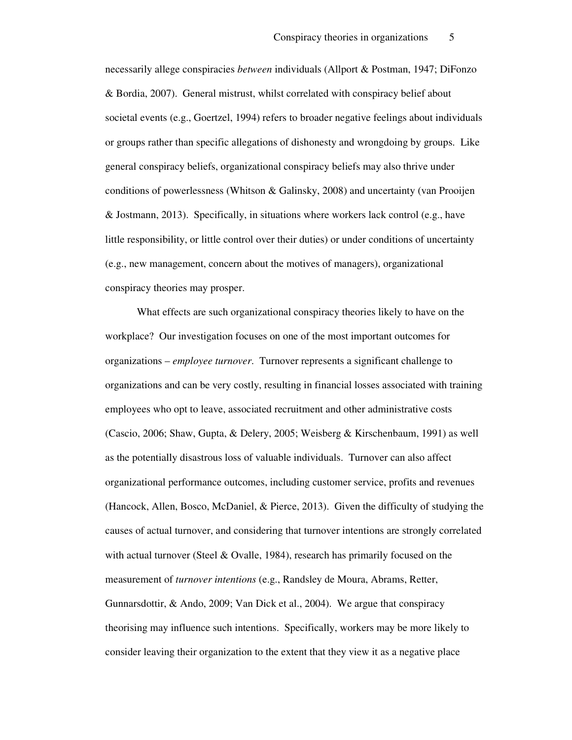necessarily allege conspiracies *between* individuals (Allport & Postman, 1947; DiFonzo & Bordia, 2007). General mistrust, whilst correlated with conspiracy belief about societal events (e.g., Goertzel, 1994) refers to broader negative feelings about individuals or groups rather than specific allegations of dishonesty and wrongdoing by groups. Like general conspiracy beliefs, organizational conspiracy beliefs may also thrive under conditions of powerlessness (Whitson & Galinsky, 2008) and uncertainty (van Prooijen & Jostmann, 2013). Specifically, in situations where workers lack control (e.g., have little responsibility, or little control over their duties) or under conditions of uncertainty (e.g., new management, concern about the motives of managers), organizational conspiracy theories may prosper.

What effects are such organizational conspiracy theories likely to have on the workplace? Our investigation focuses on one of the most important outcomes for organizations – *employee turnover*. Turnover represents a significant challenge to organizations and can be very costly, resulting in financial losses associated with training employees who opt to leave, associated recruitment and other administrative costs (Cascio, 2006; Shaw, Gupta, & Delery, 2005; Weisberg & Kirschenbaum, 1991) as well as the potentially disastrous loss of valuable individuals. Turnover can also affect organizational performance outcomes, including customer service, profits and revenues (Hancock, Allen, Bosco, McDaniel, & Pierce, 2013). Given the difficulty of studying the causes of actual turnover, and considering that turnover intentions are strongly correlated with actual turnover (Steel & Ovalle, 1984), research has primarily focused on the measurement of *turnover intentions* (e.g., Randsley de Moura, Abrams, Retter, Gunnarsdottir, & Ando, 2009; Van Dick et al., 2004). We argue that conspiracy theorising may influence such intentions. Specifically, workers may be more likely to consider leaving their organization to the extent that they view it as a negative place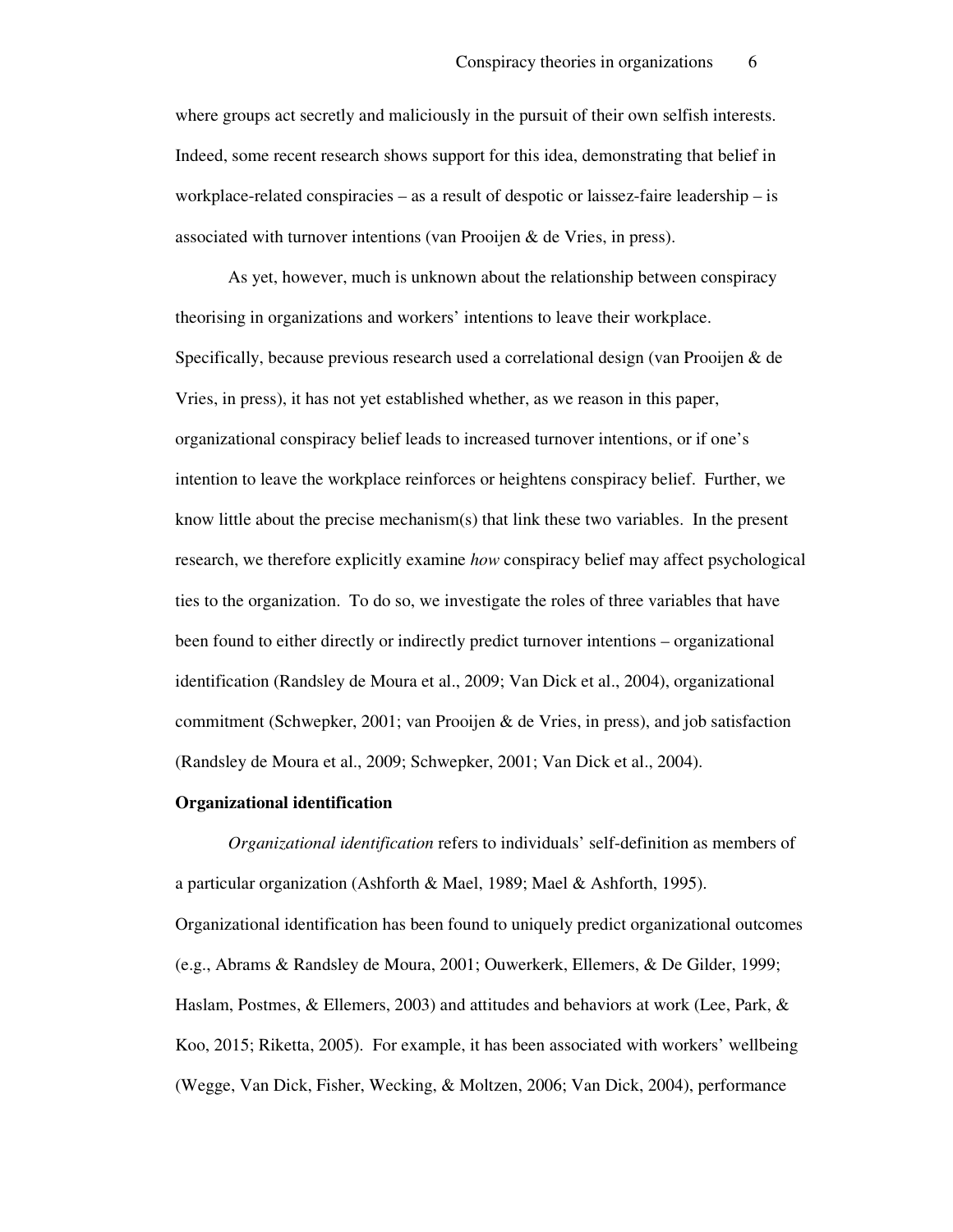where groups act secretly and maliciously in the pursuit of their own selfish interests. Indeed, some recent research shows support for this idea, demonstrating that belief in workplace-related conspiracies – as a result of despotic or laissez-faire leadership – is associated with turnover intentions (van Prooijen & de Vries, in press).

As yet, however, much is unknown about the relationship between conspiracy theorising in organizations and workers' intentions to leave their workplace. Specifically, because previous research used a correlational design (van Prooijen & de Vries, in press), it has not yet established whether, as we reason in this paper, organizational conspiracy belief leads to increased turnover intentions, or if one's intention to leave the workplace reinforces or heightens conspiracy belief. Further, we know little about the precise mechanism(s) that link these two variables. In the present research, we therefore explicitly examine *how* conspiracy belief may affect psychological ties to the organization. To do so, we investigate the roles of three variables that have been found to either directly or indirectly predict turnover intentions – organizational identification (Randsley de Moura et al., 2009; Van Dick et al., 2004), organizational commitment (Schwepker, 2001; van Prooijen & de Vries, in press), and job satisfaction (Randsley de Moura et al., 2009; Schwepker, 2001; Van Dick et al., 2004).

**Organizational identification**

*Organizational identification* refers to individuals' self-definition as members of a particular organization (Ashforth & Mael, 1989; Mael & Ashforth, 1995). Organizational identification has been found to uniquely predict organizational outcomes (e.g., Abrams & Randsley de Moura, 2001; Ouwerkerk, Ellemers, & De Gilder, 1999; Haslam, Postmes, & Ellemers, 2003) and attitudes and behaviors at work (Lee, Park, & Koo, 2015; Riketta, 2005). For example, it has been associated with workers' wellbeing (Wegge, Van Dick, Fisher, Wecking, & Moltzen, 2006; Van Dick, 2004), performance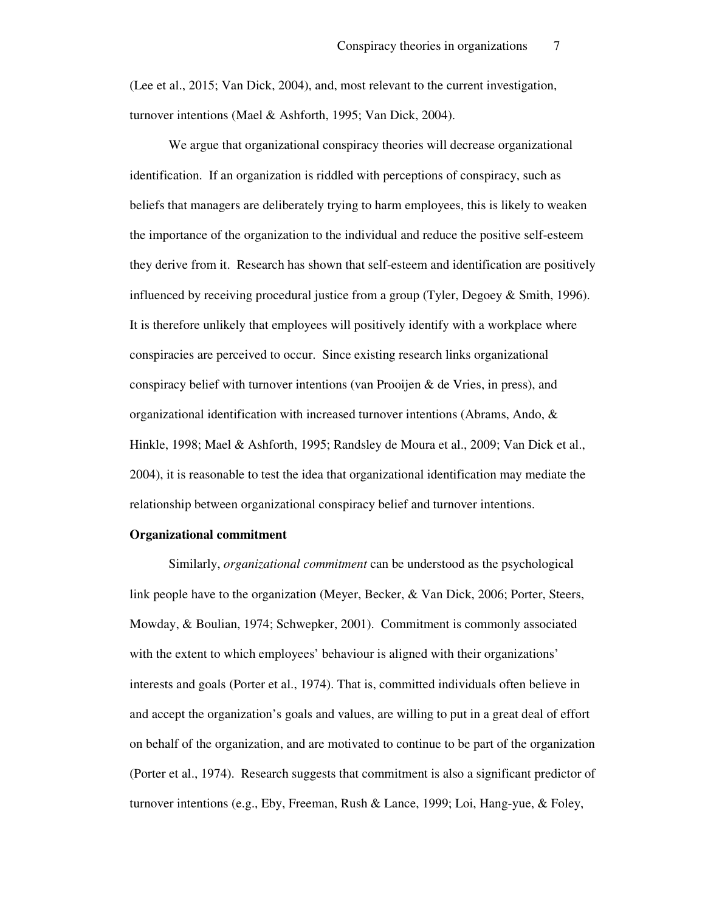(Lee et al., 2015; Van Dick, 2004), and, most relevant to the current investigation, turnover intentions (Mael & Ashforth, 1995; Van Dick, 2004).

We argue that organizational conspiracy theories will decrease organizational identification. If an organization is riddled with perceptions of conspiracy, such as beliefs that managers are deliberately trying to harm employees, this is likely to weaken the importance of the organization to the individual and reduce the positive self-esteem they derive from it. Research has shown that self-esteem and identification are positively influenced by receiving procedural justice from a group (Tyler, Degoey & Smith, 1996). It is therefore unlikely that employees will positively identify with a workplace where conspiracies are perceived to occur. Since existing research links organizational conspiracy belief with turnover intentions (van Prooijen & de Vries, in press), and organizational identification with increased turnover intentions (Abrams, Ando, & Hinkle, 1998; Mael & Ashforth, 1995; Randsley de Moura et al., 2009; Van Dick et al., 2004), it is reasonable to test the idea that organizational identification may mediate the relationship between organizational conspiracy belief and turnover intentions.

**Organizational commitment**

Similarly, *organizational commitment* can be understood as the psychological link people have to the organization (Meyer, Becker, & Van Dick, 2006; Porter, Steers, Mowday, & Boulian, 1974; Schwepker, 2001). Commitment is commonly associated with the extent to which employees' behaviour is aligned with their organizations' interests and goals (Porter et al., 1974). That is, committed individuals often believe in and accept the organization's goals and values, are willing to put in a great deal of effort on behalf of the organization, and are motivated to continue to be part of the organization (Porter et al., 1974). Research suggests that commitment is also a significant predictor of turnover intentions (e.g., Eby, Freeman, Rush & Lance, 1999; Loi, Hang-yue, & Foley,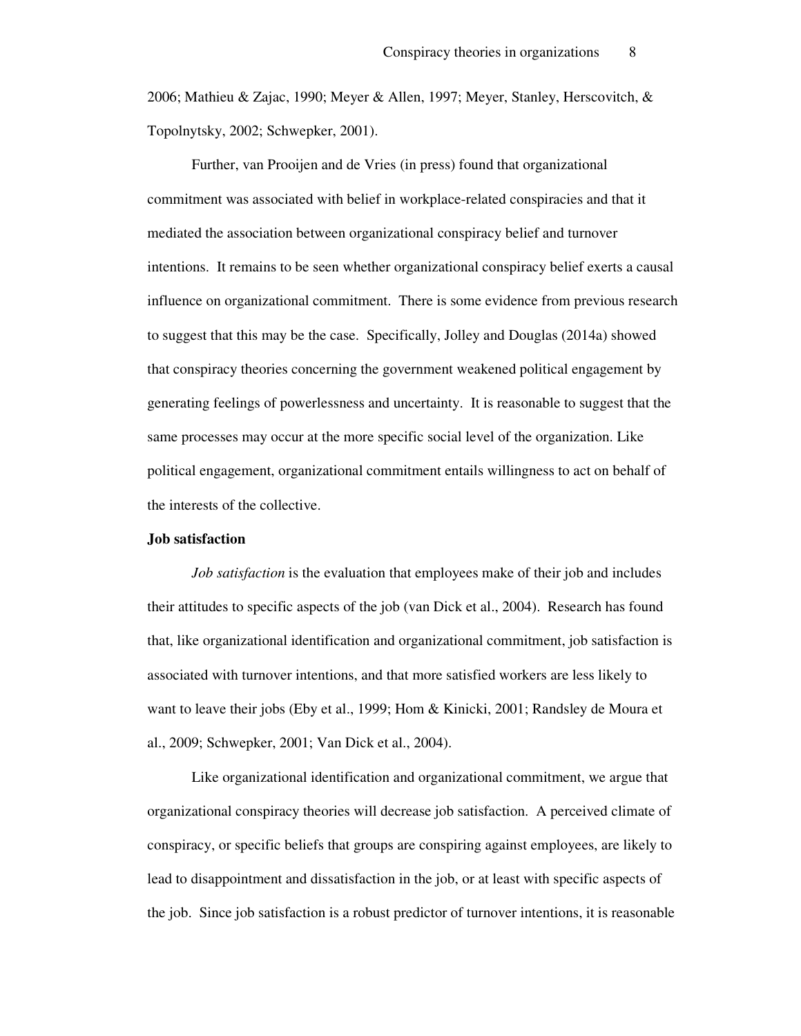2006; Mathieu & Zajac, 1990; Meyer & Allen, 1997; Meyer, Stanley, Herscovitch, & Topolnytsky, 2002; Schwepker, 2001).

Further, van Prooijen and de Vries (in press) found that organizational commitment was associated with belief in workplace-related conspiracies and that it mediated the association between organizational conspiracy belief and turnover intentions. It remains to be seen whether organizational conspiracy belief exerts a causal influence on organizational commitment. There is some evidence from previous research to suggest that this may be the case. Specifically, Jolley and Douglas (2014a) showed that conspiracy theories concerning the government weakened political engagement by generating feelings of powerlessness and uncertainty. It is reasonable to suggest that the same processes may occur at the more specific social level of the organization. Like political engagement, organizational commitment entails willingness to act on behalf of the interests of the collective.

**Job satisfaction**

*Job satisfaction* is the evaluation that employees make of their job and includes their attitudes to specific aspects of the job (van Dick et al., 2004). Research has found that, like organizational identification and organizational commitment, job satisfaction is associated with turnover intentions, and that more satisfied workers are less likely to want to leave their jobs (Eby et al., 1999; Hom & Kinicki, 2001; Randsley de Moura et al., 2009; Schwepker, 2001; Van Dick et al., 2004).

Like organizational identification and organizational commitment, we argue that organizational conspiracy theories will decrease job satisfaction. A perceived climate of conspiracy, or specific beliefs that groups are conspiring against employees, are likely to lead to disappointment and dissatisfaction in the job, or at least with specific aspects of the job. Since job satisfaction is a robust predictor of turnover intentions, it is reasonable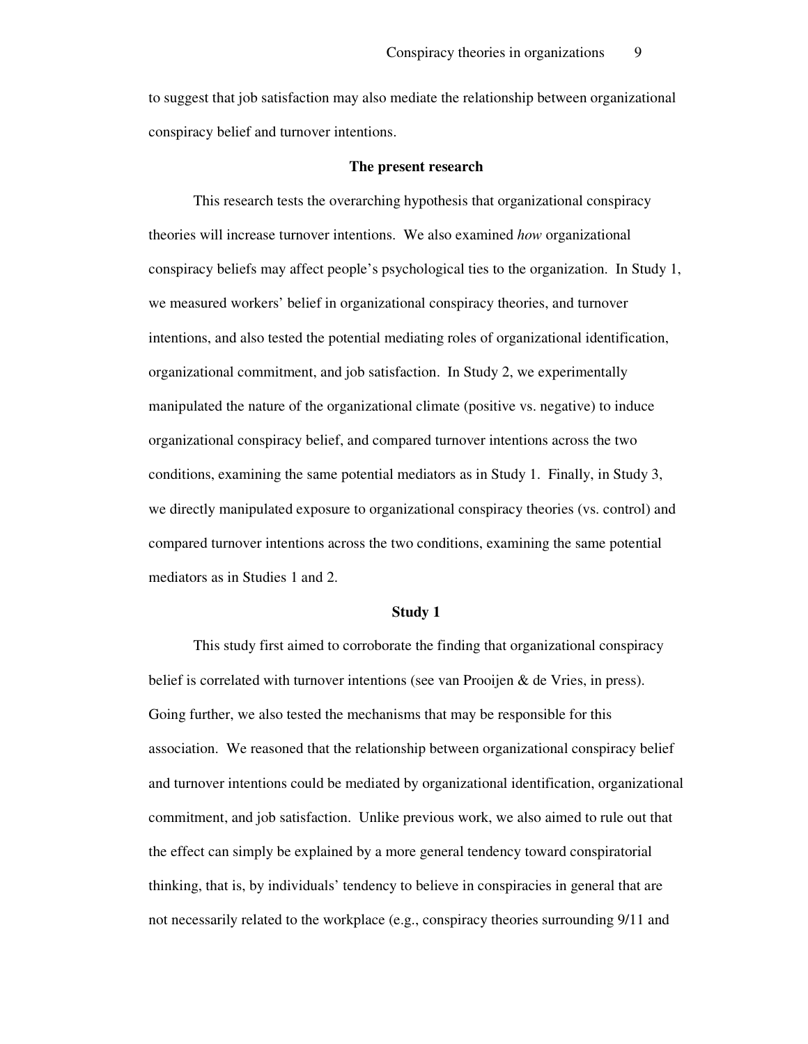to suggest that job satisfaction may also mediate the relationship between organizational conspiracy belief and turnover intentions.

## The present research

This research tests the overarching hypothesis that organizational conspiracy theories will increase turnover intentions. We also examined *how* organizational conspiracy beliefs may affect people's psychological ties to the organization. In Study 1, we measured workers' belief in organizational conspiracy theories, and turnover intentions, and also tested the potential mediating roles of organizational identification, organizational commitment, and job satisfaction. In Study 2, we experimentally manipulated the nature of the organizational climate (positive vs. negative) to induce organizational conspiracy belief, and compared turnover intentions across the two conditions, examining the same potential mediators as in Study 1. Finally, in Study 3, we directly manipulated exposure to organizational conspiracy theories (vs. control) and compared turnover intentions across the two conditions, examining the same potential mediators as in Studies 1 and 2.

## Study 1

This study first aimed to corroborate the finding that organizational conspiracy belief is correlated with turnover intentions (see van Prooijen & de Vries, in press). Going further, we also tested the mechanisms that may be responsible for this association. We reasoned that the relationship between organizational conspiracy belief and turnover intentions could be mediated by organizational identification, organizational commitment, and job satisfaction. Unlike previous work, we also aimed to rule out that the effect can simply be explained by a more general tendency toward conspiratorial thinking, that is, by individuals' tendency to believe in conspiracies in general that are not necessarily related to the workplace (e.g., conspiracy theories surrounding 9/11 and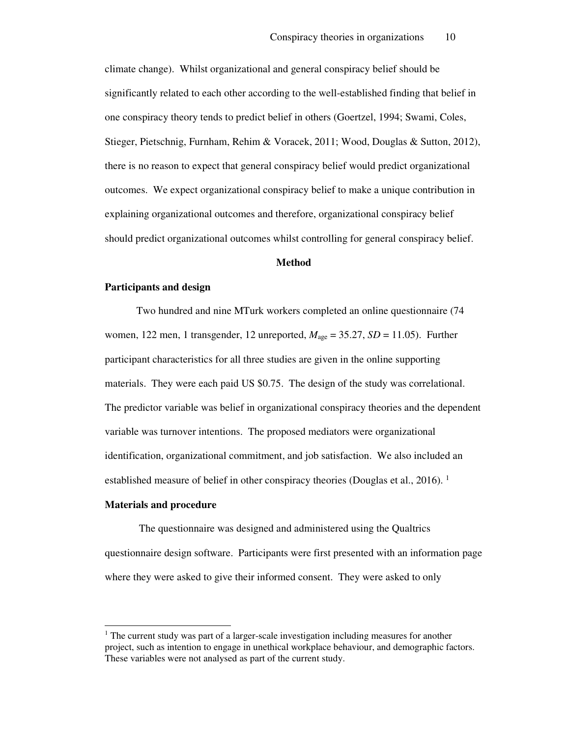climate change). Whilst organizational and general conspiracy belief should be significantly related to each other according to the well-established finding that belief in one conspiracy theory tends to predict belief in others (Goertzel, 1994; Swami, Coles, Stieger, Pietschnig, Furnham, Rehim & Voracek, 2011; Wood, Douglas & Sutton, 2012), there is no reason to expect that general conspiracy belief would predict organizational outcomes. We expect organizational conspiracy belief to make a unique contribution in explaining organizational outcomes and therefore, organizational conspiracy belief should predict organizational outcomes whilst controlling for general conspiracy belief.

## Method

### Participants and design

Two hundred and nine MTurk workers completed an online questionnaire (74 women, 122 men, 1 transgender, 12 unreported, $M_{age} = 35.27$, $SD = 11.05$). Further participant characteristics for all three studies are given in the online supporting materials. They were each paid US $0.75. The design of the study was correlational. The predictor variable was belief in organizational conspiracy theories and the dependent variable was turnover intentions. The proposed mediators were organizational identification, organizational commitment, and job satisfaction. We also included an established measure of belief in other conspiracy theories (Douglas et al., 2016). [1]

### Materials and procedure

The questionnaire was designed and administered using the Qualtrics questionnaire design software. Participants were first presented with an information page where they were asked to give their informed consent. They were asked to only

---

[1] The current study was part of a larger-scale investigation including measures for another project, such as intention to engage in unethical workplace behaviour, and demographic factors. These variables were not analysed as part of the current study.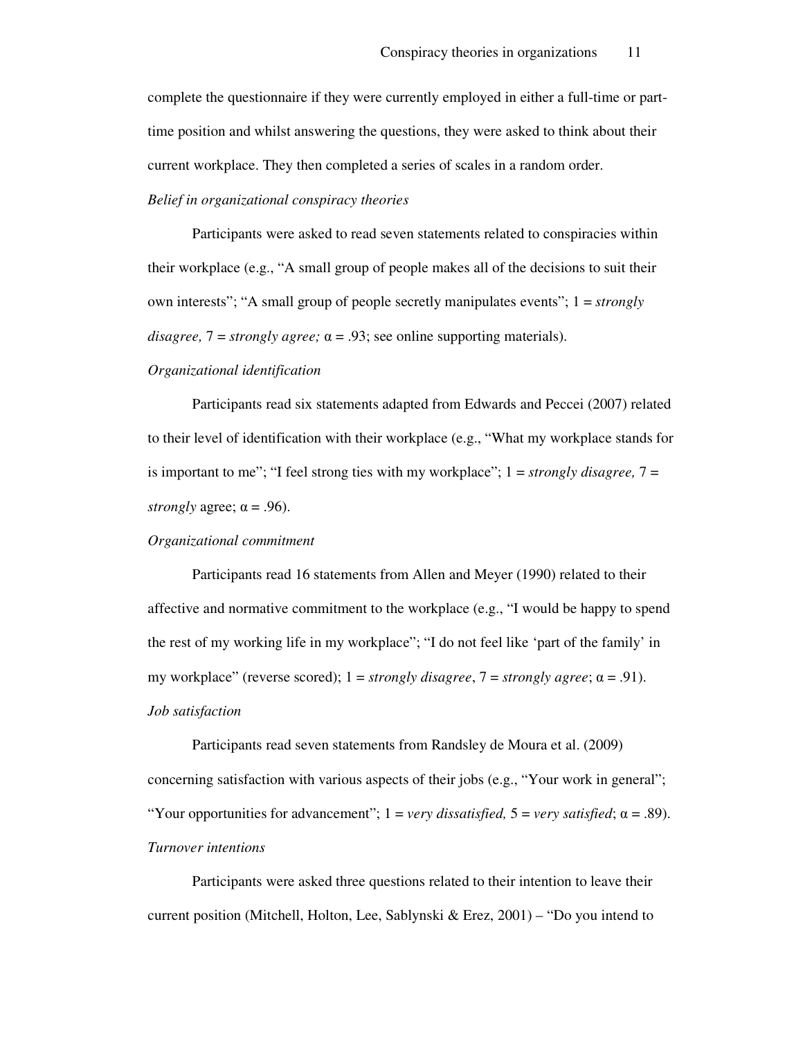complete the questionnaire if they were currently employed in either a full-time or part-time position and whilst answering the questions, they were asked to think about their current workplace. They then completed a series of scales in a random order.

*Belief in organizational conspiracy theories*

Participants were asked to read seven statements related to conspiracies within their workplace (e.g., "A small group of people makes all of the decisions to suit their own interests"; "A small group of people secretly manipulates events"; 1 = *strongly disagree,* 7 = *strongly agree;* α = .93; see online supporting materials).

*Organizational identification*

Participants read six statements adapted from Edwards and Peccei (2007) related to their level of identification with their workplace (e.g., "What my workplace stands for is important to me"; "I feel strong ties with my workplace"; 1 = *strongly disagree,* 7 = *strongly* agree; α = .96).

*Organizational commitment*

Participants read 16 statements from Allen and Meyer (1990) related to their affective and normative commitment to the workplace (e.g., "I would be happy to spend the rest of my working life in my workplace"; "I do not feel like 'part of the family' in my workplace" (reverse scored); 1 = *strongly disagree*, 7 = *strongly agree*; α = .91).

*Job satisfaction*

Participants read seven statements from Randsley de Moura et al. (2009) concerning satisfaction with various aspects of their jobs (e.g., "Your work in general"; "Your opportunities for advancement"; 1 = *very dissatisfied,* 5 = *very satisfied*; α = .89).

*Turnover intentions*

Participants were asked three questions related to their intention to leave their current position (Mitchell, Holton, Lee, Sablynski & Erez, 2001) – "Do you intend to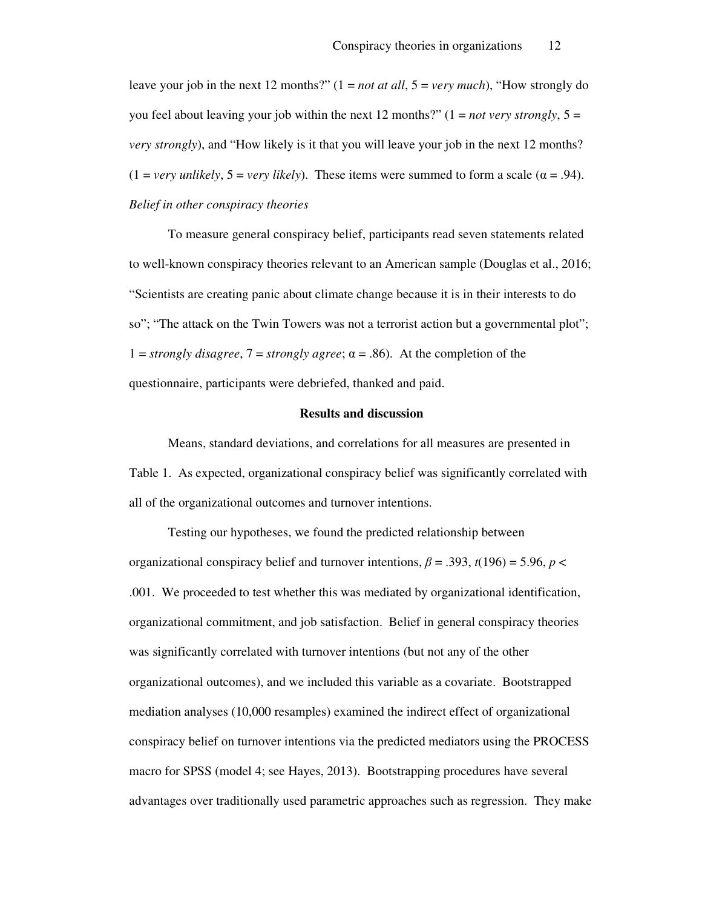leave your job in the next 12 months?" (1 = *not at all*, 5 = *very much*), "How strongly do you feel about leaving your job within the next 12 months?" (1 = *not very strongly*, 5 = *very strongly*), and "How likely is it that you will leave your job in the next 12 months? (1 = *very unlikely*, 5 = *very likely*). These items were summed to form a scale ($\alpha = .94$).

*Belief in other conspiracy theories*

To measure general conspiracy belief, participants read seven statements related to well-known conspiracy theories relevant to an American sample (Douglas et al., 2016; "Scientists are creating panic about climate change because it is in their interests to do so"; "The attack on the Twin Towers was not a terrorist action but a governmental plot"; 1 = *strongly disagree*, 7 = *strongly agree*; $\alpha = .86$). At the completion of the questionnaire, participants were debriefed, thanked and paid.

**Results and discussion**

Means, standard deviations, and correlations for all measures are presented in Table 1. As expected, organizational conspiracy belief was significantly correlated with all of the organizational outcomes and turnover intentions.

Testing our hypotheses, we found the predicted relationship between organizational conspiracy belief and turnover intentions, $\beta = .393$, $t(196) = 5.96$, $p < .001$. We proceeded to test whether this was mediated by organizational identification, organizational commitment, and job satisfaction. Belief in general conspiracy theories was significantly correlated with turnover intentions (but not any of the other organizational outcomes), and we included this variable as a covariate. Bootstrapped mediation analyses (10,000 resamples) examined the indirect effect of organizational conspiracy belief on turnover intentions via the predicted mediators using the PROCESS macro for SPSS (model 4; see Hayes, 2013). Bootstrapping procedures have several advantages over traditionally used parametric approaches such as regression. They make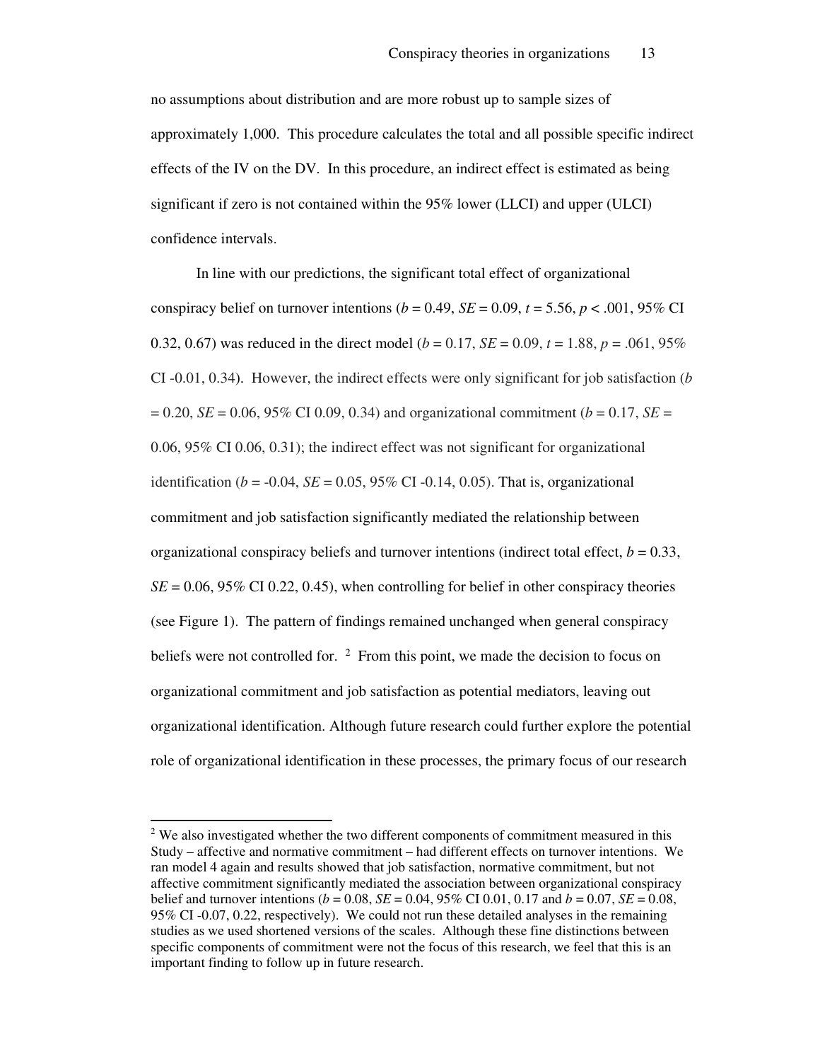no assumptions about distribution and are more robust up to sample sizes of approximately 1,000. This procedure calculates the total and all possible specific indirect effects of the IV on the DV. In this procedure, an indirect effect is estimated as being significant if zero is not contained within the 95% lower (LLCI) and upper (ULCI) confidence intervals.

In line with our predictions, the significant total effect of organizational conspiracy belief on turnover intentions ($b = 0.49$, $SE = 0.09$, $t = 5.56$, $p < .001$, 95% CI 0.32, 0.67) was reduced in the direct model ($b = 0.17$, $SE = 0.09$, $t = 1.88$, $p = .061$, 95% CI -0.01, 0.34). However, the indirect effects were only significant for job satisfaction ($b = 0.20$, $SE = 0.06$, 95% CI 0.09, 0.34) and organizational commitment ($b = 0.17$, $SE = 0.06$, 95% CI 0.06, 0.31); the indirect effect was not significant for organizational identification ($b = -0.04$, $SE = 0.05$, 95% CI -0.14, 0.05). That is, organizational commitment and job satisfaction significantly mediated the relationship between organizational conspiracy beliefs and turnover intentions (indirect total effect, $b = 0.33$, $SE = 0.06$, 95% CI 0.22, 0.45), when controlling for belief in other conspiracy theories (see Figure 1). The pattern of findings remained unchanged when general conspiracy beliefs were not controlled for. [2] From this point, we made the decision to focus on organizational commitment and job satisfaction as potential mediators, leaving out organizational identification. Although future research could further explore the potential role of organizational identification in these processes, the primary focus of our research

---

[2] We also investigated whether the two different components of commitment measured in this Study – affective and normative commitment – had different effects on turnover intentions. We ran model 4 again and results showed that job satisfaction, normative commitment, but not affective commitment significantly mediated the association between organizational conspiracy belief and turnover intentions ($b = 0.08$, $SE = 0.04$, 95% CI 0.01, 0.17 and $b = 0.07$, $SE = 0.08$, 95% CI -0.07, 0.22, respectively). We could not run these detailed analyses in the remaining studies as we used shortened versions of the scales. Although these fine distinctions between specific components of commitment were not the focus of this research, we feel that this is an important finding to follow up in future research.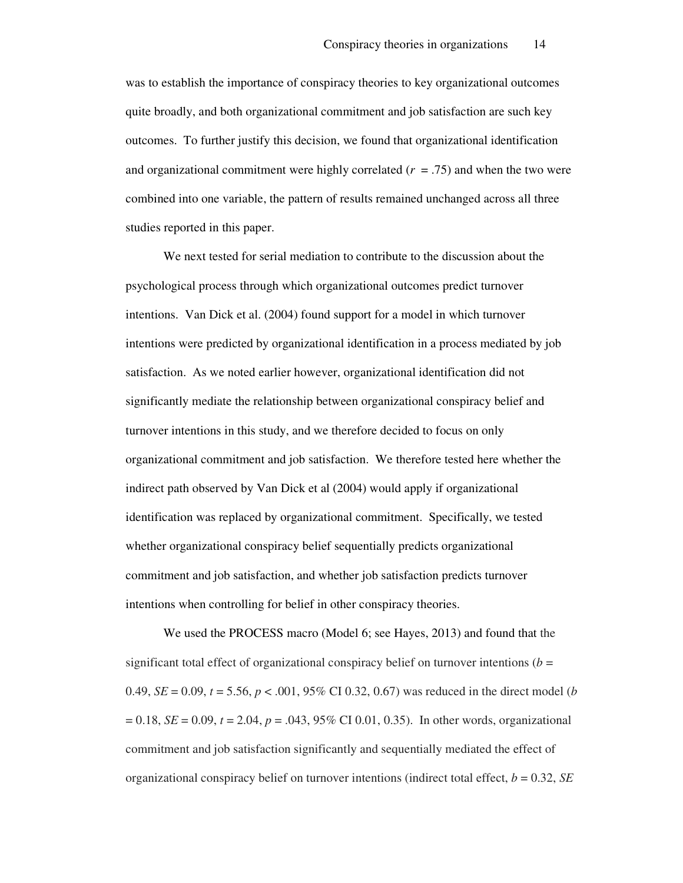was to establish the importance of conspiracy theories to key organizational outcomes quite broadly, and both organizational commitment and job satisfaction are such key outcomes. To further justify this decision, we found that organizational identification and organizational commitment were highly correlated ($r = .75$) and when the two were combined into one variable, the pattern of results remained unchanged across all three studies reported in this paper.

We next tested for serial mediation to contribute to the discussion about the psychological process through which organizational outcomes predict turnover intentions. Van Dick et al. (2004) found support for a model in which turnover intentions were predicted by organizational identification in a process mediated by job satisfaction. As we noted earlier however, organizational identification did not significantly mediate the relationship between organizational conspiracy belief and turnover intentions in this study, and we therefore decided to focus on only organizational commitment and job satisfaction. We therefore tested here whether the indirect path observed by Van Dick et al (2004) would apply if organizational identification was replaced by organizational commitment. Specifically, we tested whether organizational conspiracy belief sequentially predicts organizational commitment and job satisfaction, and whether job satisfaction predicts turnover intentions when controlling for belief in other conspiracy theories.

We used the PROCESS macro (Model 6; see Hayes, 2013) and found that the significant total effect of organizational conspiracy belief on turnover intentions ($b = 0.49$, $SE = 0.09$, $t = 5.56$, $p < .001$, 95% CI 0.32, 0.67) was reduced in the direct model ($b = 0.18$, $SE = 0.09$, $t = 2.04$, $p = .043$, 95% CI 0.01, 0.35). In other words, organizational commitment and job satisfaction significantly and sequentially mediated the effect of organizational conspiracy belief on turnover intentions (indirect total effect, $b = 0.32$, $SE$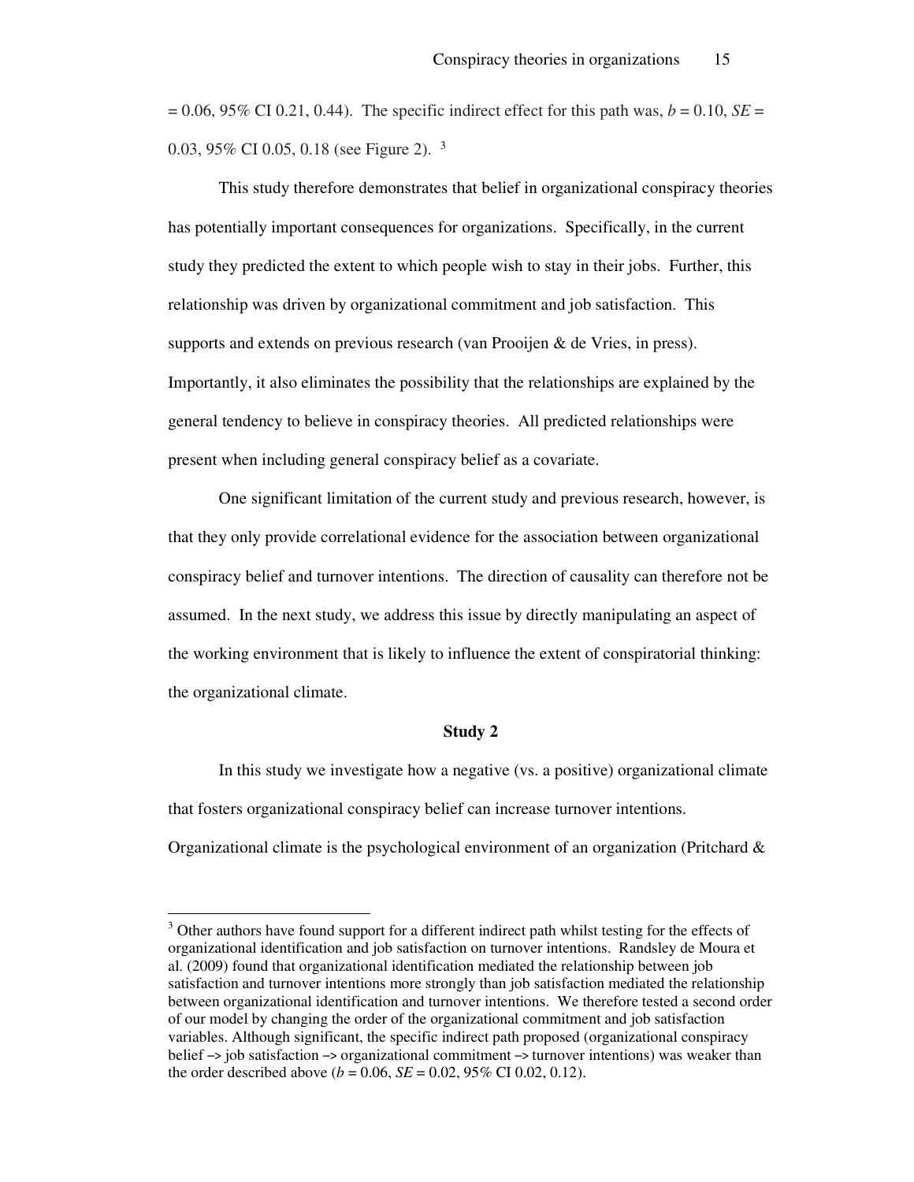= 0.06, 95% CI 0.21, 0.44). The specific indirect effect for this path was, $b = 0.10$, $SE = 0.03$, 95% CI 0.05, 0.18 (see Figure 2). [3]

This study therefore demonstrates that belief in organizational conspiracy theories has potentially important consequences for organizations. Specifically, in the current study they predicted the extent to which people wish to stay in their jobs. Further, this relationship was driven by organizational commitment and job satisfaction. This supports and extends on previous research (van Prooijen & de Vries, in press). Importantly, it also eliminates the possibility that the relationships are explained by the general tendency to believe in conspiracy theories. All predicted relationships were present when including general conspiracy belief as a covariate.

One significant limitation of the current study and previous research, however, is that they only provide correlational evidence for the association between organizational conspiracy belief and turnover intentions. The direction of causality can therefore not be assumed. In the next study, we address this issue by directly manipulating an aspect of the working environment that is likely to influence the extent of conspiratorial thinking: the organizational climate.

## Study 2

In this study we investigate how a negative (vs. a positive) organizational climate that fosters organizational conspiracy belief can increase turnover intentions. Organizational climate is the psychological environment of an organization (Pritchard &

---

[3] Other authors have found support for a different indirect path whilst testing for the effects of organizational identification and job satisfaction on turnover intentions. Randsley de Moura et al. (2009) found that organizational identification mediated the relationship between job satisfaction and turnover intentions more strongly than job satisfaction mediated the relationship between organizational identification and turnover intentions. We therefore tested a second order of our model by changing the order of the organizational commitment and job satisfaction variables. Although significant, the specific indirect path proposed (organizational conspiracy belief –> job satisfaction –> organizational commitment –> turnover intentions) was weaker than the order described above ($b = 0.06$, $SE = 0.02$, 95% CI 0.02, 0.12).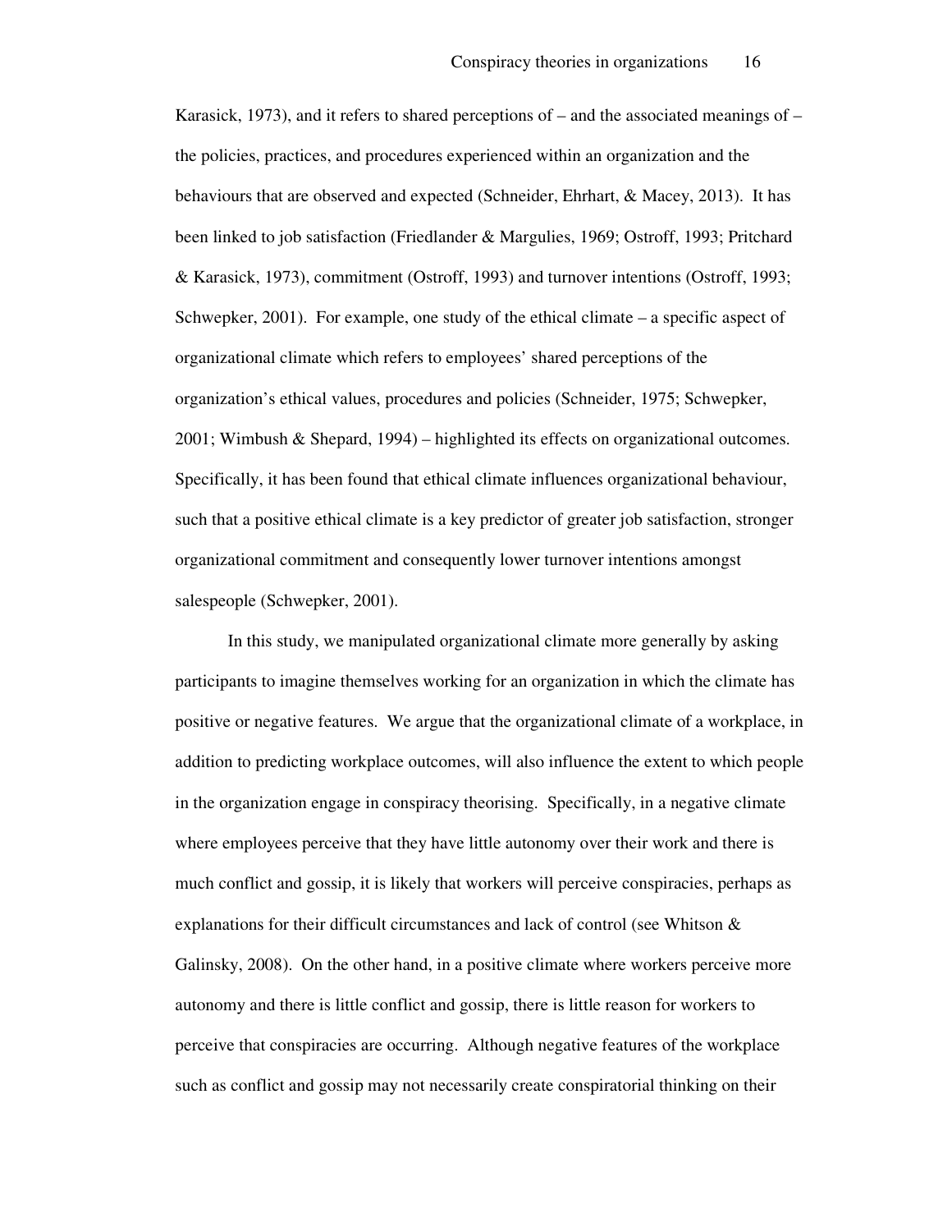Karasick, 1973), and it refers to shared perceptions of – and the associated meanings of – the policies, practices, and procedures experienced within an organization and the behaviours that are observed and expected (Schneider, Ehrhart, & Macey, 2013). It has been linked to job satisfaction (Friedlander & Margulies, 1969; Ostroff, 1993; Pritchard & Karasick, 1973), commitment (Ostroff, 1993) and turnover intentions (Ostroff, 1993; Schwepker, 2001). For example, one study of the ethical climate – a specific aspect of organizational climate which refers to employees' shared perceptions of the organization's ethical values, procedures and policies (Schneider, 1975; Schwepker, 2001; Wimbush & Shepard, 1994) – highlighted its effects on organizational outcomes. Specifically, it has been found that ethical climate influences organizational behaviour, such that a positive ethical climate is a key predictor of greater job satisfaction, stronger organizational commitment and consequently lower turnover intentions amongst salespeople (Schwepker, 2001).

In this study, we manipulated organizational climate more generally by asking participants to imagine themselves working for an organization in which the climate has positive or negative features. We argue that the organizational climate of a workplace, in addition to predicting workplace outcomes, will also influence the extent to which people in the organization engage in conspiracy theorising. Specifically, in a negative climate where employees perceive that they have little autonomy over their work and there is much conflict and gossip, it is likely that workers will perceive conspiracies, perhaps as explanations for their difficult circumstances and lack of control (see Whitson & Galinsky, 2008). On the other hand, in a positive climate where workers perceive more autonomy and there is little conflict and gossip, there is little reason for workers to perceive that conspiracies are occurring. Although negative features of the workplace such as conflict and gossip may not necessarily create conspiratorial thinking on their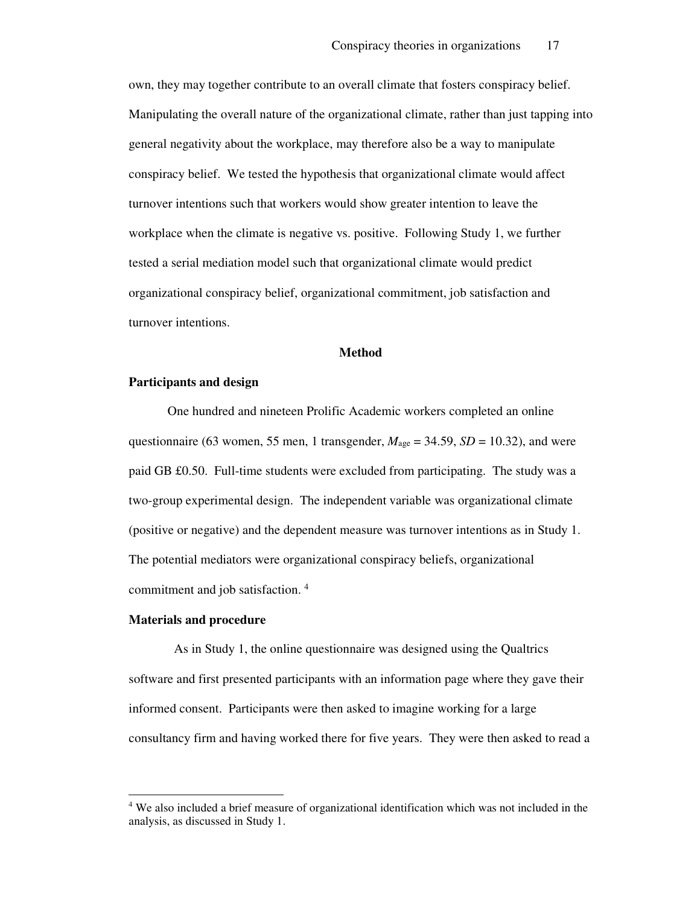own, they may together contribute to an overall climate that fosters conspiracy belief. Manipulating the overall nature of the organizational climate, rather than just tapping into general negativity about the workplace, may therefore also be a way to manipulate conspiracy belief. We tested the hypothesis that organizational climate would affect turnover intentions such that workers would show greater intention to leave the workplace when the climate is negative vs. positive. Following Study 1, we further tested a serial mediation model such that organizational climate would predict organizational conspiracy belief, organizational commitment, job satisfaction and turnover intentions.

## Method

### Participants and design

One hundred and nineteen Prolific Academic workers completed an online questionnaire (63 women, 55 men, 1 transgender, $M_{age} = 34.59$, $SD = 10.32$), and were paid GB £0.50. Full-time students were excluded from participating. The study was a two-group experimental design. The independent variable was organizational climate (positive or negative) and the dependent measure was turnover intentions as in Study 1. The potential mediators were organizational conspiracy beliefs, organizational commitment and job satisfaction. [4]

### Materials and procedure

As in Study 1, the online questionnaire was designed using the Qualtrics software and first presented participants with an information page where they gave their informed consent. Participants were then asked to imagine working for a large consultancy firm and having worked there for five years. They were then asked to read a

[4] We also included a brief measure of organizational identification which was not included in the analysis, as discussed in Study 1.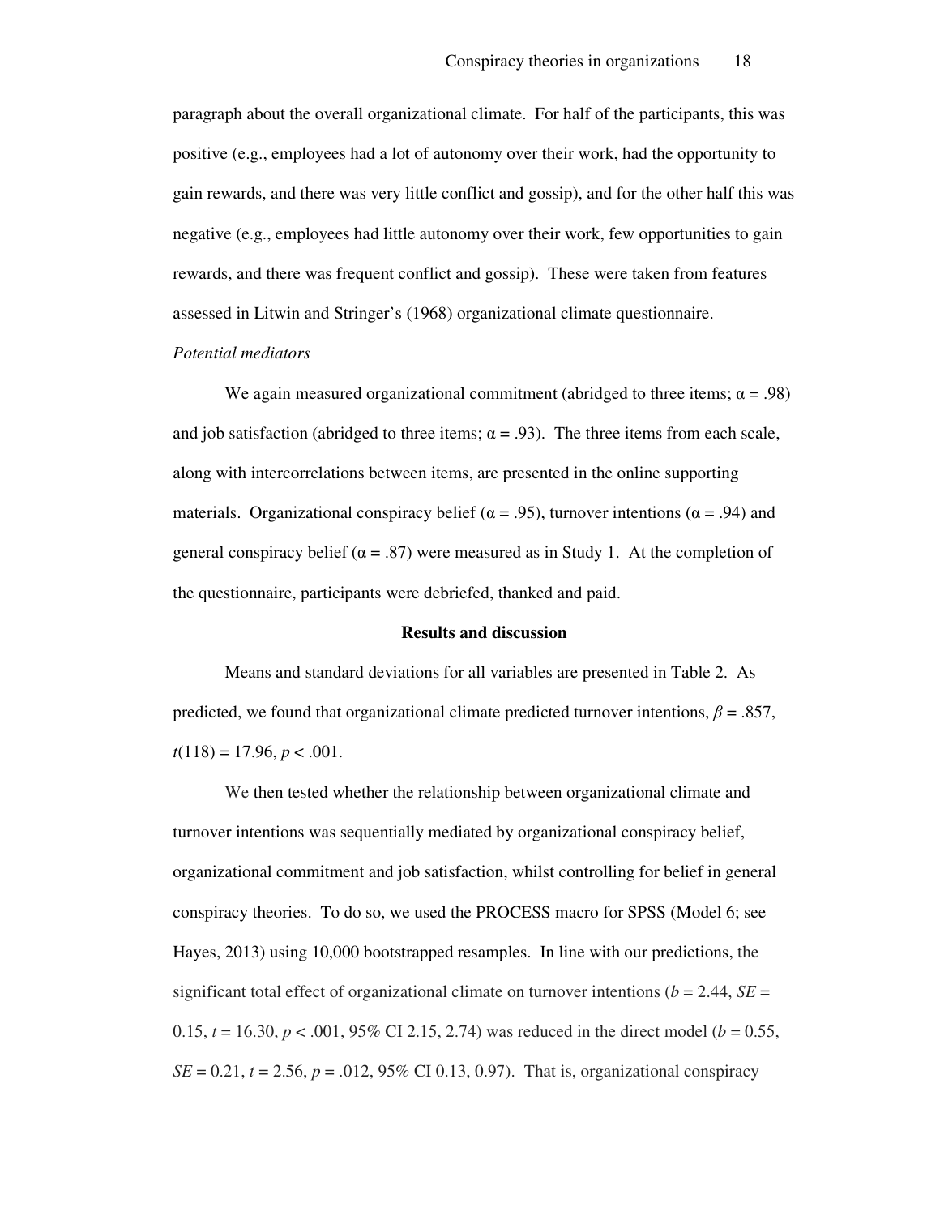paragraph about the overall organizational climate. For half of the participants, this was positive (e.g., employees had a lot of autonomy over their work, had the opportunity to gain rewards, and there was very little conflict and gossip), and for the other half this was negative (e.g., employees had little autonomy over their work, few opportunities to gain rewards, and there was frequent conflict and gossip). These were taken from features assessed in Litwin and Stringer's (1968) organizational climate questionnaire.

*Potential mediators*

We again measured organizational commitment (abridged to three items; $\alpha = .98$) and job satisfaction (abridged to three items; $\alpha = .93$). The three items from each scale, along with intercorrelations between items, are presented in the online supporting materials. Organizational conspiracy belief ($\alpha = .95$), turnover intentions ($\alpha = .94$) and general conspiracy belief ($\alpha = .87$) were measured as in Study 1. At the completion of the questionnaire, participants were debriefed, thanked and paid.

## Results and discussion

Means and standard deviations for all variables are presented in Table 2. As predicted, we found that organizational climate predicted turnover intentions, $\beta = .857$, $t(118) = 17.96$, $p < .001$.

We then tested whether the relationship between organizational climate and turnover intentions was sequentially mediated by organizational conspiracy belief, organizational commitment and job satisfaction, whilst controlling for belief in general conspiracy theories. To do so, we used the PROCESS macro for SPSS (Model 6; see Hayes, 2013) using 10,000 bootstrapped resamples. In line with our predictions, the significant total effect of organizational climate on turnover intentions ($b = 2.44$, $SE = 0.15$, $t = 16.30$, $p < .001$, 95% CI 2.15, 2.74) was reduced in the direct model ($b = 0.55$, $SE = 0.21$, $t = 2.56$, $p = .012$, 95% CI 0.13, 0.97). That is, organizational conspiracy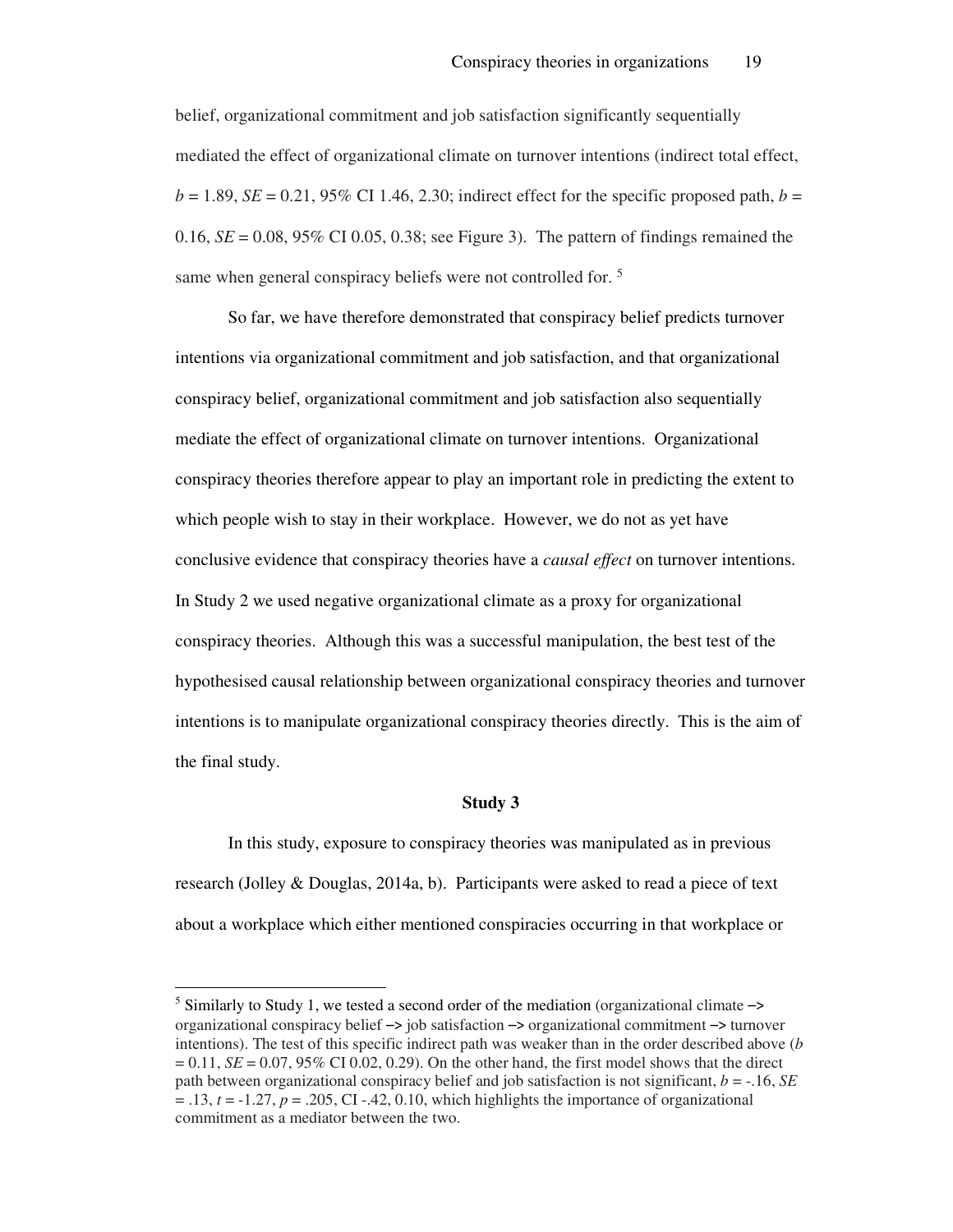belief, organizational commitment and job satisfaction significantly sequentially mediated the effect of organizational climate on turnover intentions (indirect total effect, $b = 1.89$, $SE = 0.21$, 95% CI 1.46, 2.30; indirect effect for the specific proposed path, $b = 0.16$, $SE = 0.08$, 95% CI 0.05, 0.38; see Figure 3). The pattern of findings remained the same when general conspiracy beliefs were not controlled for. [5]

So far, we have therefore demonstrated that conspiracy belief predicts turnover intentions via organizational commitment and job satisfaction, and that organizational conspiracy belief, organizational commitment and job satisfaction also sequentially mediate the effect of organizational climate on turnover intentions. Organizational conspiracy theories therefore appear to play an important role in predicting the extent to which people wish to stay in their workplace. However, we do not as yet have conclusive evidence that conspiracy theories have a *causal effect* on turnover intentions. In Study 2 we used negative organizational climate as a proxy for organizational conspiracy theories. Although this was a successful manipulation, the best test of the hypothesised causal relationship between organizational conspiracy theories and turnover intentions is to manipulate organizational conspiracy theories directly. This is the aim of the final study.

## Study 3

In this study, exposure to conspiracy theories was manipulated as in previous research (Jolley & Douglas, 2014a, b). Participants were asked to read a piece of text about a workplace which either mentioned conspiracies occurring in that workplace or

---

[5] Similarly to Study 1, we tested a second order of the mediation (organizational climate –> organizational conspiracy belief –> job satisfaction –> organizational commitment –> turnover intentions). The test of this specific indirect path was weaker than in the order described above ($b = 0.11$, $SE = 0.07$, 95% CI 0.02, 0.29). On the other hand, the first model shows that the direct path between organizational conspiracy belief and job satisfaction is not significant, $b = -.16$, $SE = .13$, $t = -1.27$, $p = .205$, CI -.42, 0.10, which highlights the importance of organizational commitment as a mediator between the two.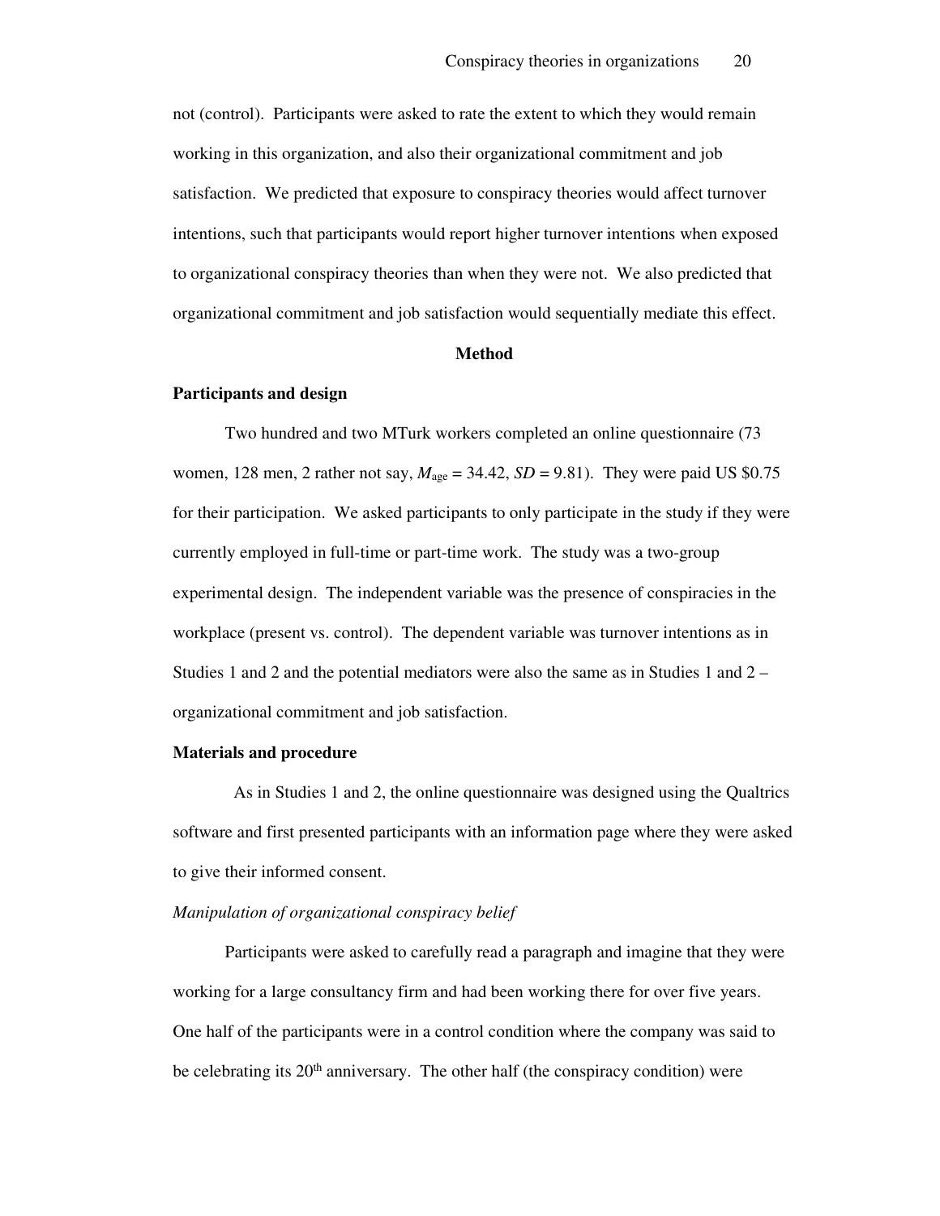not (control). Participants were asked to rate the extent to which they would remain working in this organization, and also their organizational commitment and job satisfaction. We predicted that exposure to conspiracy theories would affect turnover intentions, such that participants would report higher turnover intentions when exposed to organizational conspiracy theories than when they were not. We also predicted that organizational commitment and job satisfaction would sequentially mediate this effect.

## Method

### Participants and design

Two hundred and two MTurk workers completed an online questionnaire (73 women, 128 men, 2 rather not say, $M_{\text{age}} = 34.42$, $SD = 9.81$). They were paid US $0.75 for their participation. We asked participants to only participate in the study if they were currently employed in full-time or part-time work. The study was a two-group experimental design. The independent variable was the presence of conspiracies in the workplace (present vs. control). The dependent variable was turnover intentions as in Studies 1 and 2 and the potential mediators were also the same as in Studies 1 and 2 – organizational commitment and job satisfaction.

### Materials and procedure

As in Studies 1 and 2, the online questionnaire was designed using the Qualtrics software and first presented participants with an information page where they were asked to give their informed consent.

*Manipulation of organizational conspiracy belief*

Participants were asked to carefully read a paragraph and imagine that they were working for a large consultancy firm and had been working there for over five years. One half of the participants were in a control condition where the company was said to be celebrating its 20th anniversary. The other half (the conspiracy condition) were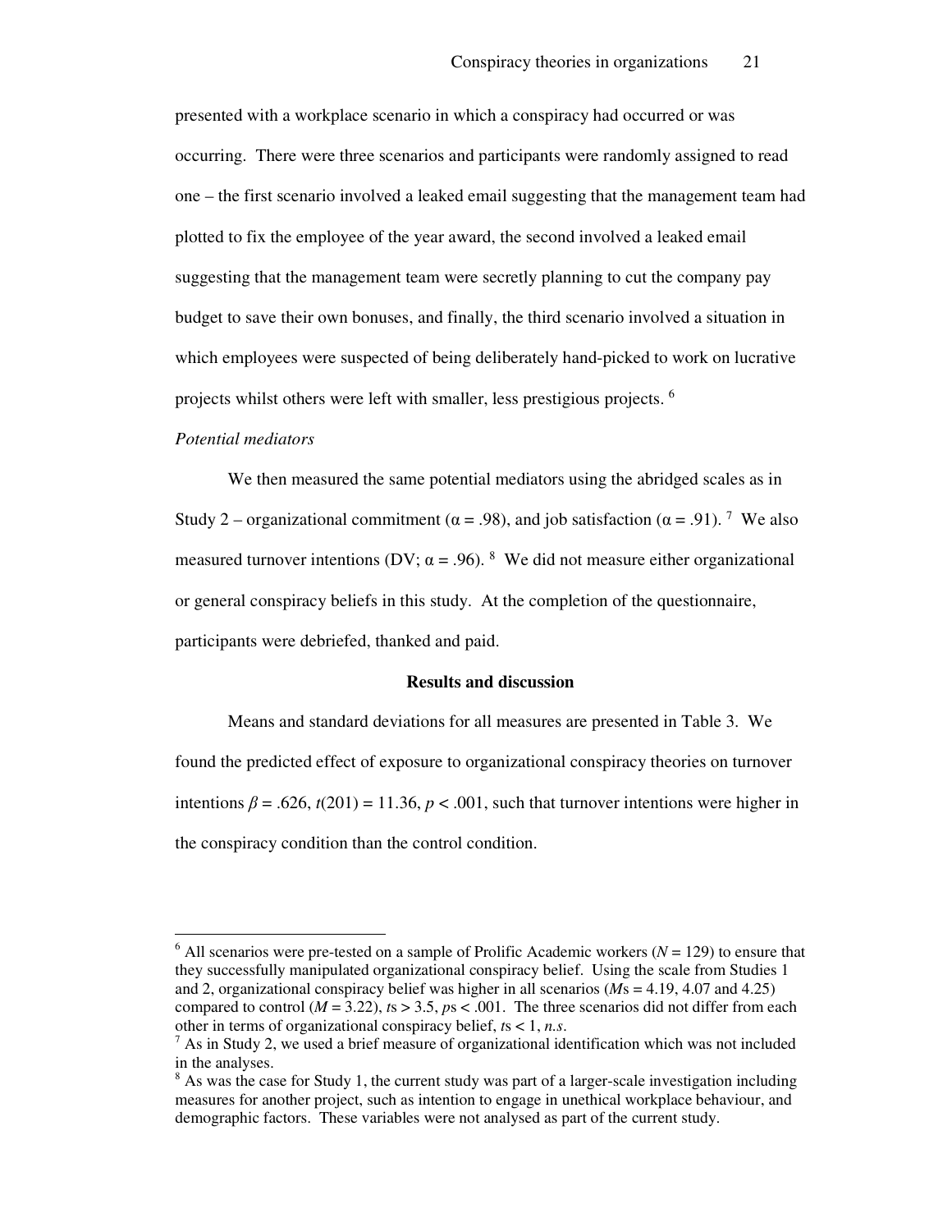presented with a workplace scenario in which a conspiracy had occurred or was occurring. There were three scenarios and participants were randomly assigned to read one – the first scenario involved a leaked email suggesting that the management team had plotted to fix the employee of the year award, the second involved a leaked email suggesting that the management team were secretly planning to cut the company pay budget to save their own bonuses, and finally, the third scenario involved a situation in which employees were suspected of being deliberately hand-picked to work on lucrative projects whilst others were left with smaller, less prestigious projects. [6]

*Potential mediators*

We then measured the same potential mediators using the abridged scales as in Study 2 – organizational commitment ($\alpha = .98$), and job satisfaction ($\alpha = .91$). [7] We also measured turnover intentions (DV; $\alpha = .96$). [8] We did not measure either organizational or general conspiracy beliefs in this study. At the completion of the questionnaire, participants were debriefed, thanked and paid.

**Results and discussion**

Means and standard deviations for all measures are presented in Table 3. We found the predicted effect of exposure to organizational conspiracy theories on turnover intentions $\beta = .626$, $t(201) = 11.36$, $p < .001$, such that turnover intentions were higher in the conspiracy condition than the control condition.

---

[6] All scenarios were pre-tested on a sample of Prolific Academic workers ($N = 129$) to ensure that they successfully manipulated organizational conspiracy belief. Using the scale from Studies 1 and 2, organizational conspiracy belief was higher in all scenarios (*M*s = 4.19, 4.07 and 4.25) compared to control ($M = 3.22$), *t*s > 3.5, *p*s < .001. The three scenarios did not differ from each other in terms of organizational conspiracy belief, *t*s < 1, *n.s*.

[7] As in Study 2, we used a brief measure of organizational identification which was not included in the analyses.

[8] As was the case for Study 1, the current study was part of a larger-scale investigation including measures for another project, such as intention to engage in unethical workplace behaviour, and demographic factors. These variables were not analysed as part of the current study.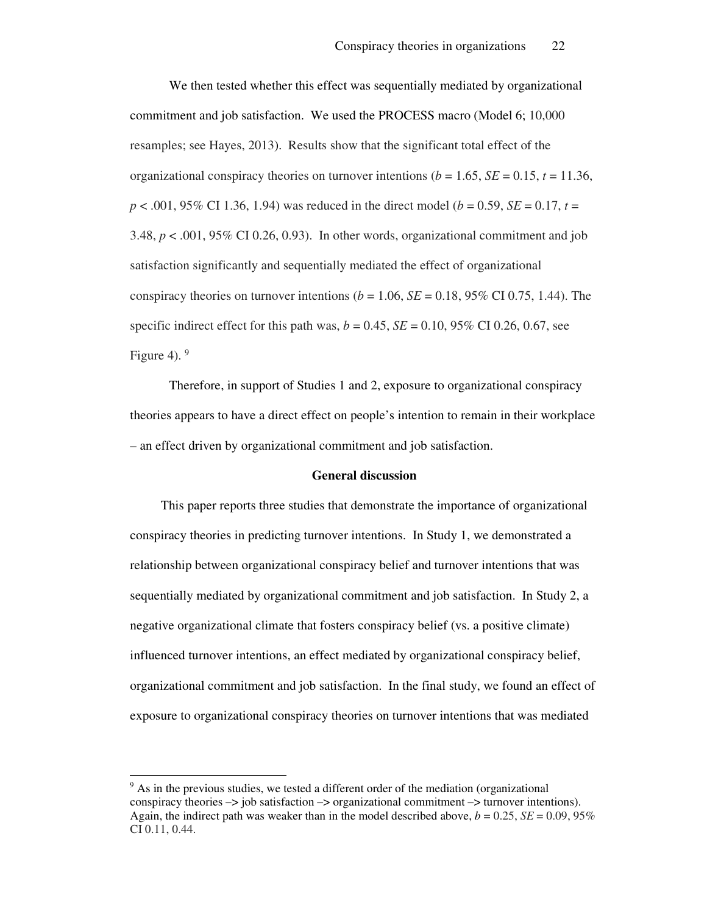We then tested whether this effect was sequentially mediated by organizational commitment and job satisfaction. We used the PROCESS macro (Model 6; 10,000 resamples; see Hayes, 2013). Results show that the significant total effect of the organizational conspiracy theories on turnover intentions ($b$ = 1.65, $SE$ = 0.15, $t$ = 11.36, $p < .001$, 95% CI 1.36, 1.94) was reduced in the direct model ($b$ = 0.59, $SE$ = 0.17, $t$ = 3.48, $p < .001$, 95% CI 0.26, 0.93). In other words, organizational commitment and job satisfaction significantly and sequentially mediated the effect of organizational conspiracy theories on turnover intentions ($b$ = 1.06, $SE$ = 0.18, 95% CI 0.75, 1.44). The specific indirect effect for this path was, $b$ = 0.45, $SE$ = 0.10, 95% CI 0.26, 0.67, see Figure 4). [9]

Therefore, in support of Studies 1 and 2, exposure to organizational conspiracy theories appears to have a direct effect on people's intention to remain in their workplace – an effect driven by organizational commitment and job satisfaction.

## General discussion

This paper reports three studies that demonstrate the importance of organizational conspiracy theories in predicting turnover intentions. In Study 1, we demonstrated a relationship between organizational conspiracy belief and turnover intentions that was sequentially mediated by organizational commitment and job satisfaction. In Study 2, a negative organizational climate that fosters conspiracy belief (vs. a positive climate) influenced turnover intentions, an effect mediated by organizational conspiracy belief, organizational commitment and job satisfaction. In the final study, we found an effect of exposure to organizational conspiracy theories on turnover intentions that was mediated

---

[9] As in the previous studies, we tested a different order of the mediation (organizational conspiracy theories –> job satisfaction –> organizational commitment –> turnover intentions). Again, the indirect path was weaker than in the model described above, $b$ = 0.25, $SE$ = 0.09, 95% CI 0.11, 0.44.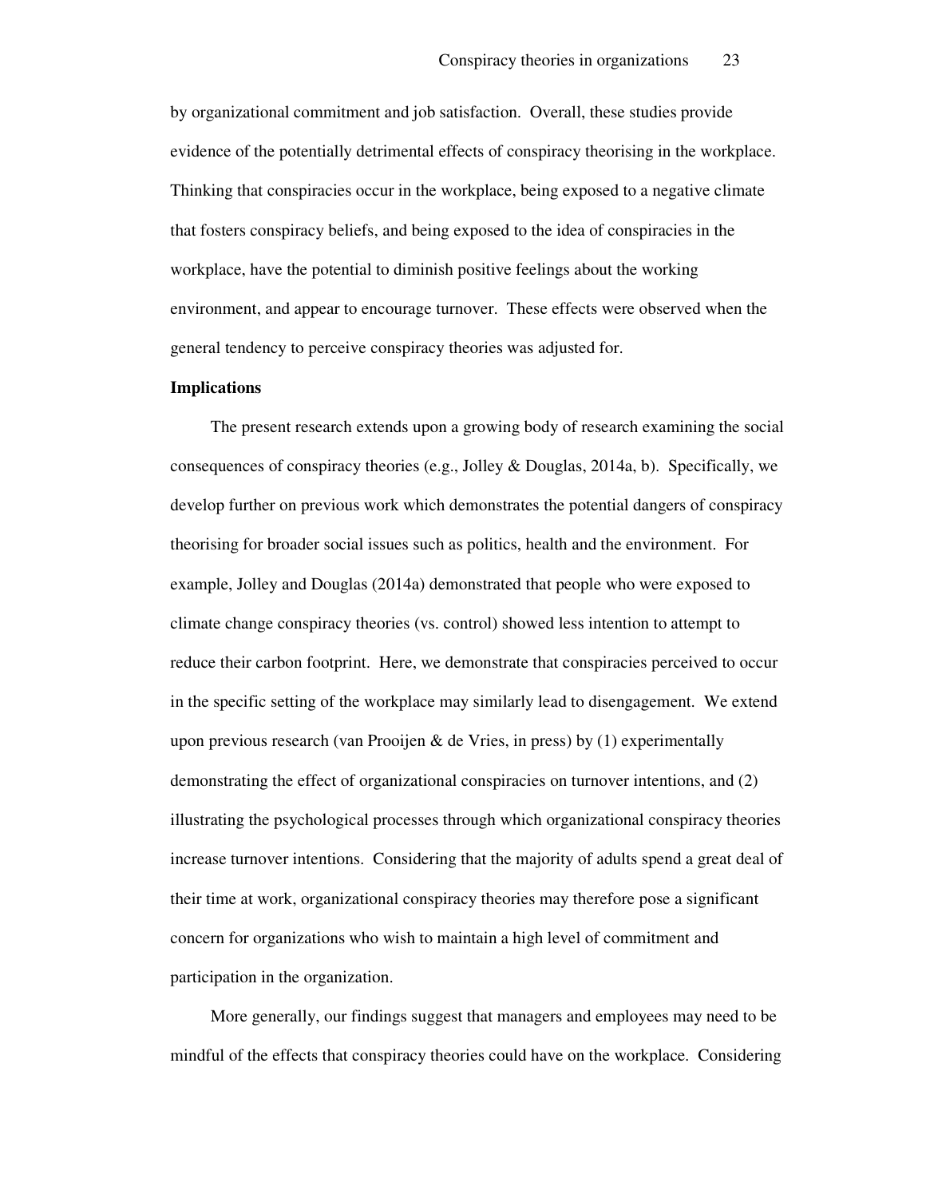by organizational commitment and job satisfaction. Overall, these studies provide evidence of the potentially detrimental effects of conspiracy theorising in the workplace. Thinking that conspiracies occur in the workplace, being exposed to a negative climate that fosters conspiracy beliefs, and being exposed to the idea of conspiracies in the workplace, have the potential to diminish positive feelings about the working environment, and appear to encourage turnover. These effects were observed when the general tendency to perceive conspiracy theories was adjusted for.

**Implications**

The present research extends upon a growing body of research examining the social consequences of conspiracy theories (e.g., Jolley & Douglas, 2014a, b). Specifically, we develop further on previous work which demonstrates the potential dangers of conspiracy theorising for broader social issues such as politics, health and the environment. For example, Jolley and Douglas (2014a) demonstrated that people who were exposed to climate change conspiracy theories (vs. control) showed less intention to attempt to reduce their carbon footprint. Here, we demonstrate that conspiracies perceived to occur in the specific setting of the workplace may similarly lead to disengagement. We extend upon previous research (van Prooijen & de Vries, in press) by (1) experimentally demonstrating the effect of organizational conspiracies on turnover intentions, and (2) illustrating the psychological processes through which organizational conspiracy theories increase turnover intentions. Considering that the majority of adults spend a great deal of their time at work, organizational conspiracy theories may therefore pose a significant concern for organizations who wish to maintain a high level of commitment and participation in the organization.

More generally, our findings suggest that managers and employees may need to be mindful of the effects that conspiracy theories could have on the workplace. Considering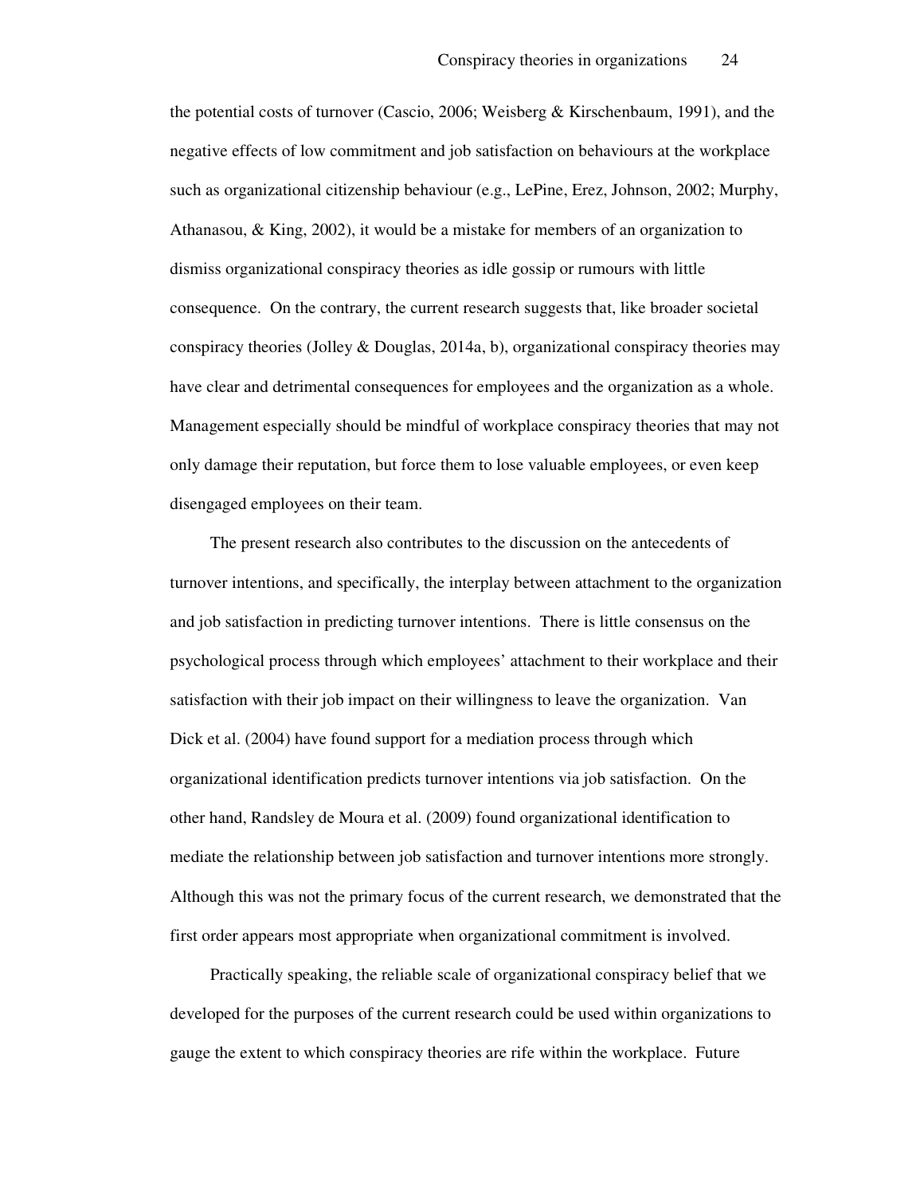the potential costs of turnover (Cascio, 2006; Weisberg & Kirschenbaum, 1991), and the negative effects of low commitment and job satisfaction on behaviours at the workplace such as organizational citizenship behaviour (e.g., LePine, Erez, Johnson, 2002; Murphy, Athanasou, & King, 2002), it would be a mistake for members of an organization to dismiss organizational conspiracy theories as idle gossip or rumours with little consequence. On the contrary, the current research suggests that, like broader societal conspiracy theories (Jolley & Douglas, 2014a, b), organizational conspiracy theories may have clear and detrimental consequences for employees and the organization as a whole. Management especially should be mindful of workplace conspiracy theories that may not only damage their reputation, but force them to lose valuable employees, or even keep disengaged employees on their team.

The present research also contributes to the discussion on the antecedents of turnover intentions, and specifically, the interplay between attachment to the organization and job satisfaction in predicting turnover intentions. There is little consensus on the psychological process through which employees' attachment to their workplace and their satisfaction with their job impact on their willingness to leave the organization. Van Dick et al. (2004) have found support for a mediation process through which organizational identification predicts turnover intentions via job satisfaction. On the other hand, Randsley de Moura et al. (2009) found organizational identification to mediate the relationship between job satisfaction and turnover intentions more strongly. Although this was not the primary focus of the current research, we demonstrated that the first order appears most appropriate when organizational commitment is involved.

Practically speaking, the reliable scale of organizational conspiracy belief that we developed for the purposes of the current research could be used within organizations to gauge the extent to which conspiracy theories are rife within the workplace. Future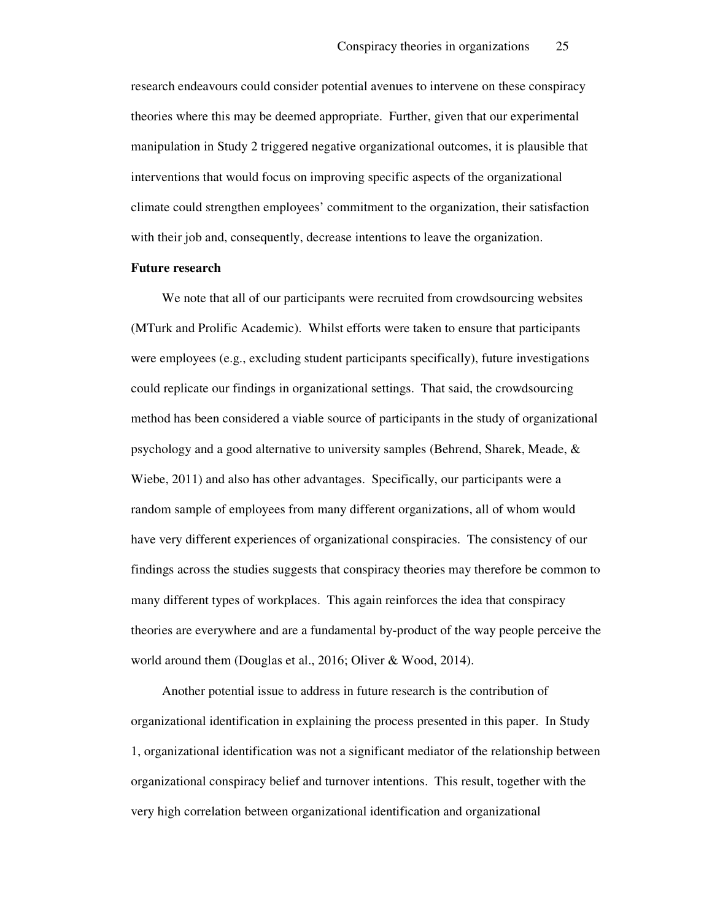research endeavours could consider potential avenues to intervene on these conspiracy theories where this may be deemed appropriate. Further, given that our experimental manipulation in Study 2 triggered negative organizational outcomes, it is plausible that interventions that would focus on improving specific aspects of the organizational climate could strengthen employees' commitment to the organization, their satisfaction with their job and, consequently, decrease intentions to leave the organization.

**Future research**

We note that all of our participants were recruited from crowdsourcing websites (MTurk and Prolific Academic). Whilst efforts were taken to ensure that participants were employees (e.g., excluding student participants specifically), future investigations could replicate our findings in organizational settings. That said, the crowdsourcing method has been considered a viable source of participants in the study of organizational psychology and a good alternative to university samples (Behrend, Sharek, Meade, & Wiebe, 2011) and also has other advantages. Specifically, our participants were a random sample of employees from many different organizations, all of whom would have very different experiences of organizational conspiracies. The consistency of our findings across the studies suggests that conspiracy theories may therefore be common to many different types of workplaces. This again reinforces the idea that conspiracy theories are everywhere and are a fundamental by-product of the way people perceive the world around them (Douglas et al., 2016; Oliver & Wood, 2014).

Another potential issue to address in future research is the contribution of organizational identification in explaining the process presented in this paper. In Study 1, organizational identification was not a significant mediator of the relationship between organizational conspiracy belief and turnover intentions. This result, together with the very high correlation between organizational identification and organizational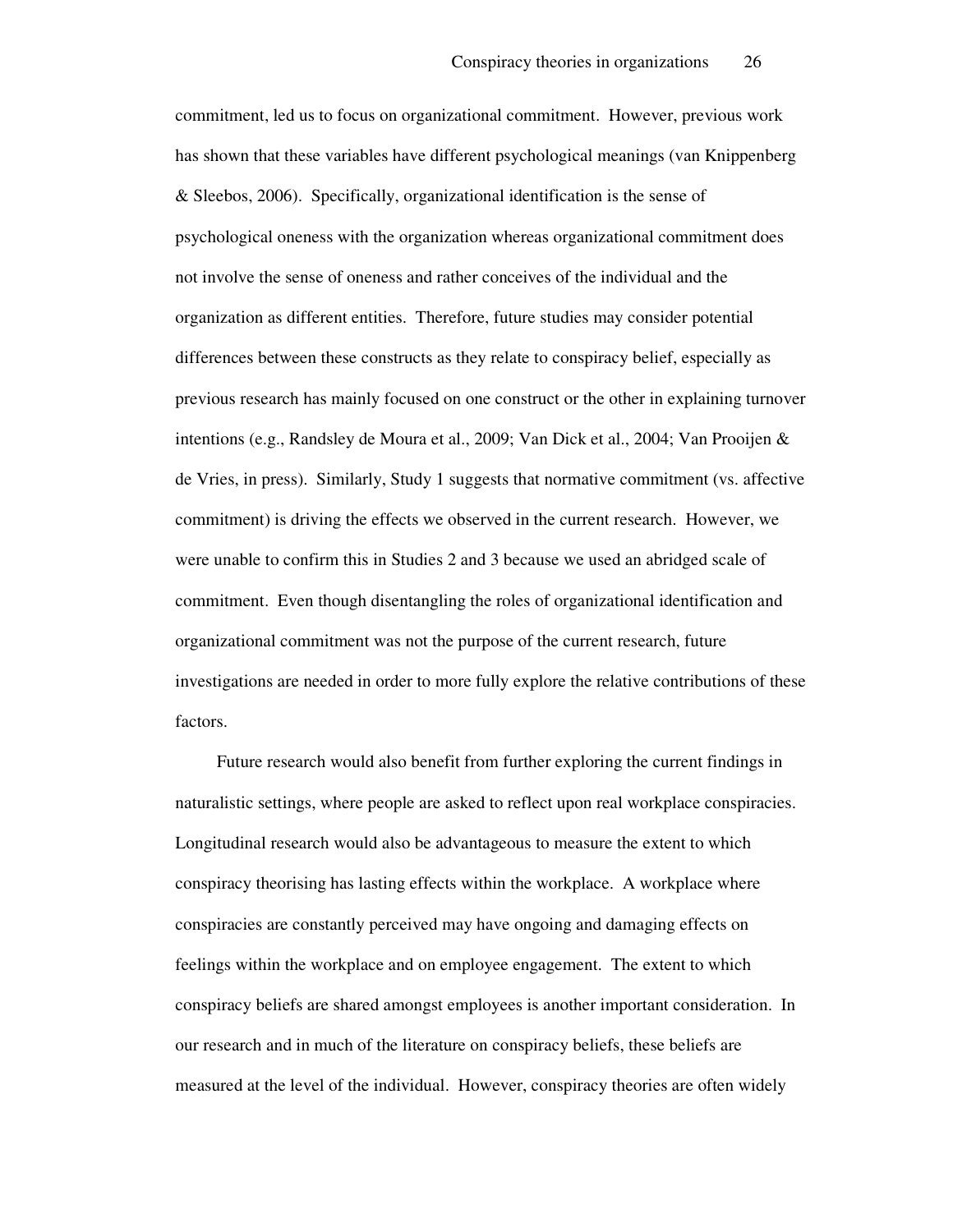commitment, led us to focus on organizational commitment. However, previous work has shown that these variables have different psychological meanings (van Knippenberg & Sleebos, 2006). Specifically, organizational identification is the sense of psychological oneness with the organization whereas organizational commitment does not involve the sense of oneness and rather conceives of the individual and the organization as different entities. Therefore, future studies may consider potential differences between these constructs as they relate to conspiracy belief, especially as previous research has mainly focused on one construct or the other in explaining turnover intentions (e.g., Randsley de Moura et al., 2009; Van Dick et al., 2004; Van Prooijen & de Vries, in press). Similarly, Study 1 suggests that normative commitment (vs. affective commitment) is driving the effects we observed in the current research. However, we were unable to confirm this in Studies 2 and 3 because we used an abridged scale of commitment. Even though disentangling the roles of organizational identification and organizational commitment was not the purpose of the current research, future investigations are needed in order to more fully explore the relative contributions of these factors.

Future research would also benefit from further exploring the current findings in naturalistic settings, where people are asked to reflect upon real workplace conspiracies. Longitudinal research would also be advantageous to measure the extent to which conspiracy theorising has lasting effects within the workplace. A workplace where conspiracies are constantly perceived may have ongoing and damaging effects on feelings within the workplace and on employee engagement. The extent to which conspiracy beliefs are shared amongst employees is another important consideration. In our research and in much of the literature on conspiracy beliefs, these beliefs are measured at the level of the individual. However, conspiracy theories are often widely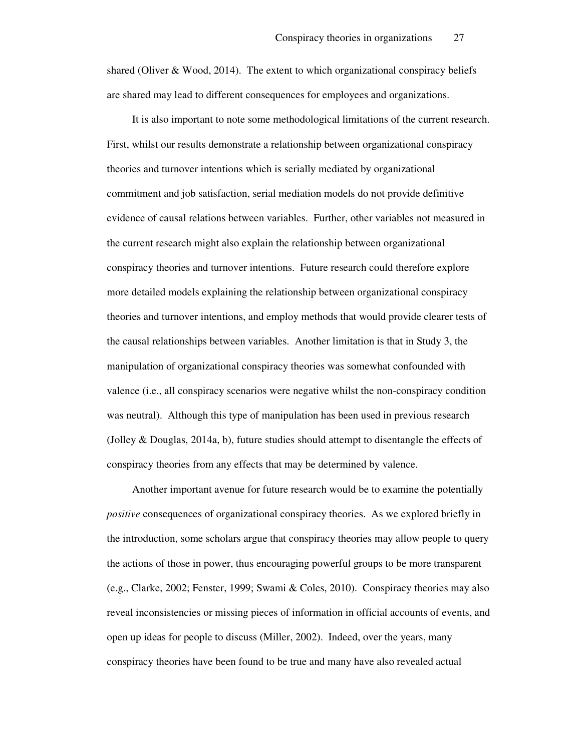shared (Oliver & Wood, 2014). The extent to which organizational conspiracy beliefs are shared may lead to different consequences for employees and organizations.

It is also important to note some methodological limitations of the current research. First, whilst our results demonstrate a relationship between organizational conspiracy theories and turnover intentions which is serially mediated by organizational commitment and job satisfaction, serial mediation models do not provide definitive evidence of causal relations between variables. Further, other variables not measured in the current research might also explain the relationship between organizational conspiracy theories and turnover intentions. Future research could therefore explore more detailed models explaining the relationship between organizational conspiracy theories and turnover intentions, and employ methods that would provide clearer tests of the causal relationships between variables. Another limitation is that in Study 3, the manipulation of organizational conspiracy theories was somewhat confounded with valence (i.e., all conspiracy scenarios were negative whilst the non-conspiracy condition was neutral). Although this type of manipulation has been used in previous research (Jolley & Douglas, 2014a, b), future studies should attempt to disentangle the effects of conspiracy theories from any effects that may be determined by valence.

Another important avenue for future research would be to examine the potentially *positive* consequences of organizational conspiracy theories. As we explored briefly in the introduction, some scholars argue that conspiracy theories may allow people to query the actions of those in power, thus encouraging powerful groups to be more transparent (e.g., Clarke, 2002; Fenster, 1999; Swami & Coles, 2010). Conspiracy theories may also reveal inconsistencies or missing pieces of information in official accounts of events, and open up ideas for people to discuss (Miller, 2002). Indeed, over the years, many conspiracy theories have been found to be true and many have also revealed actual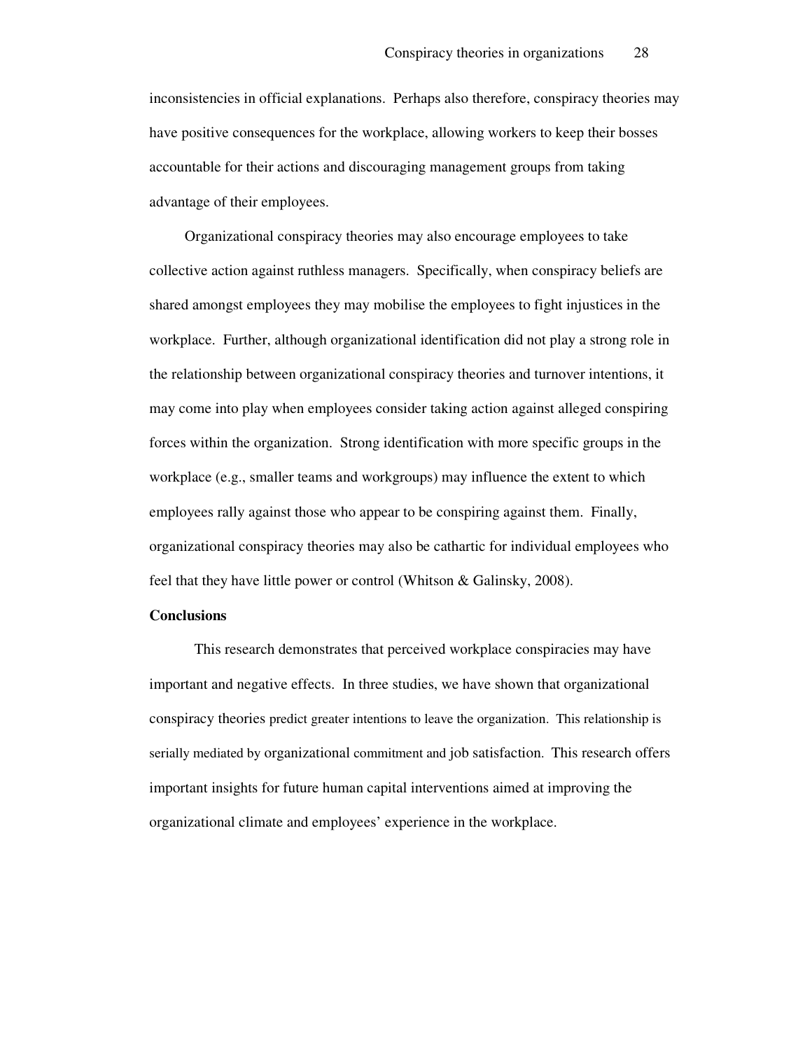inconsistencies in official explanations. Perhaps also therefore, conspiracy theories may have positive consequences for the workplace, allowing workers to keep their bosses accountable for their actions and discouraging management groups from taking advantage of their employees.

Organizational conspiracy theories may also encourage employees to take collective action against ruthless managers. Specifically, when conspiracy beliefs are shared amongst employees they may mobilise the employees to fight injustices in the workplace. Further, although organizational identification did not play a strong role in the relationship between organizational conspiracy theories and turnover intentions, it may come into play when employees consider taking action against alleged conspiring forces within the organization. Strong identification with more specific groups in the workplace (e.g., smaller teams and workgroups) may influence the extent to which employees rally against those who appear to be conspiring against them. Finally, organizational conspiracy theories may also be cathartic for individual employees who feel that they have little power or control (Whitson & Galinsky, 2008).

**Conclusions**

This research demonstrates that perceived workplace conspiracies may have important and negative effects. In three studies, we have shown that organizational conspiracy theories predict greater intentions to leave the organization. This relationship is serially mediated by organizational commitment and job satisfaction. This research offers important insights for future human capital interventions aimed at improving the organizational climate and employees' experience in the workplace.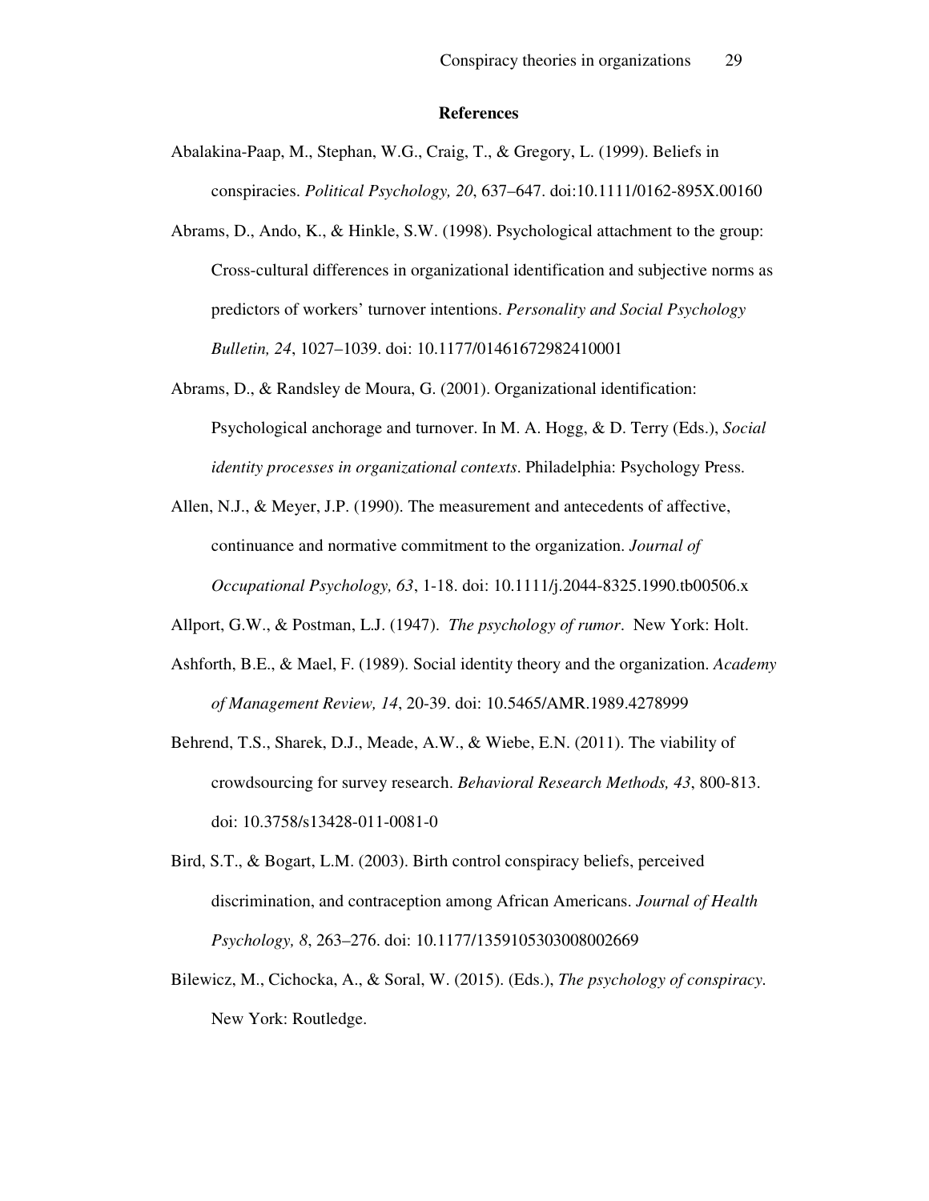## References

Abalakina-Paap, M., Stephan, W.G., Craig, T., & Gregory, L. (1999). Beliefs in conspiracies. *Political Psychology, 20*, 637–647. doi:10.1111/0162-895X.00160

Abrams, D., Ando, K., & Hinkle, S.W. (1998). Psychological attachment to the group: Cross-cultural differences in organizational identification and subjective norms as predictors of workers' turnover intentions. *Personality and Social Psychology Bulletin, 24*, 1027–1039. doi: 10.1177/01461672982410001

Abrams, D., & Randsley de Moura, G. (2001). Organizational identification: Psychological anchorage and turnover. In M. A. Hogg, & D. Terry (Eds.), *Social identity processes in organizational contexts*. Philadelphia: Psychology Press.

Allen, N.J., & Meyer, J.P. (1990). The measurement and antecedents of affective, continuance and normative commitment to the organization. *Journal of Occupational Psychology, 63*, 1-18. doi: 10.1111/j.2044-8325.1990.tb00506.x

Allport, G.W., & Postman, L.J. (1947). *The psychology of rumor*. New York: Holt.

Ashforth, B.E., & Mael, F. (1989). Social identity theory and the organization. *Academy of Management Review, 14*, 20-39. doi: 10.5465/AMR.1989.4278999

Behrend, T.S., Sharek, D.J., Meade, A.W., & Wiebe, E.N. (2011). The viability of crowdsourcing for survey research. *Behavioral Research Methods, 43*, 800-813. doi: 10.3758/s13428-011-0081-0

Bird, S.T., & Bogart, L.M. (2003). Birth control conspiracy beliefs, perceived discrimination, and contraception among African Americans. *Journal of Health Psychology, 8*, 263–276. doi: 10.1177/1359105303008002669

Bilewicz, M., Cichocka, A., & Soral, W. (2015). (Eds.), *The psychology of conspiracy.* New York: Routledge.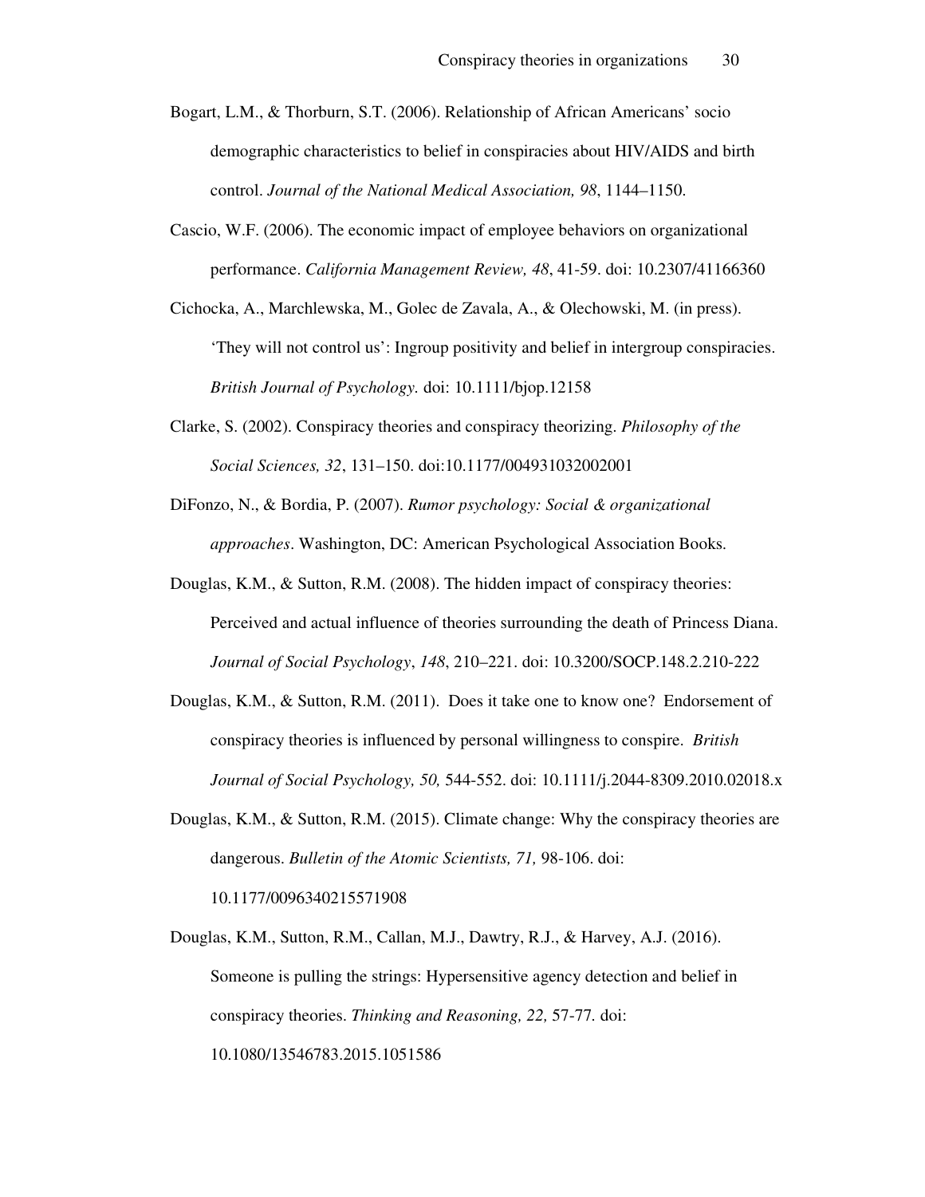Bogart, L.M., & Thorburn, S.T. (2006). Relationship of African Americans' socio demographic characteristics to belief in conspiracies about HIV/AIDS and birth control. *Journal of the National Medical Association, 98*, 1144–1150.

Cascio, W.F. (2006). The economic impact of employee behaviors on organizational performance. *California Management Review, 48*, 41-59. doi: 10.2307/41166360

Cichocka, A., Marchlewska, M., Golec de Zavala, A., & Olechowski, M. (in press). 'They will not control us': Ingroup positivity and belief in intergroup conspiracies. *British Journal of Psychology.* doi: 10.1111/bjop.12158

Clarke, S. (2002). Conspiracy theories and conspiracy theorizing. *Philosophy of the Social Sciences, 32*, 131–150. doi:10.1177/004931032002001

DiFonzo, N., & Bordia, P. (2007). *Rumor psychology: Social & organizational approaches*. Washington, DC: American Psychological Association Books.

Douglas, K.M., & Sutton, R.M. (2008). The hidden impact of conspiracy theories: Perceived and actual influence of theories surrounding the death of Princess Diana. *Journal of Social Psychology*, *148*, 210–221. doi: 10.3200/SOCP.148.2.210-222

Douglas, K.M., & Sutton, R.M. (2011). Does it take one to know one? Endorsement of conspiracy theories is influenced by personal willingness to conspire. *British Journal of Social Psychology, 50,* 544-552. doi: 10.1111/j.2044-8309.2010.02018.x

Douglas, K.M., & Sutton, R.M. (2015). Climate change: Why the conspiracy theories are dangerous. *Bulletin of the Atomic Scientists, 71,* 98-106. doi: 10.1177/0096340215571908

Douglas, K.M., Sutton, R.M., Callan, M.J., Dawtry, R.J., & Harvey, A.J. (2016). Someone is pulling the strings: Hypersensitive agency detection and belief in conspiracy theories. *Thinking and Reasoning, 22,* 57-77. doi: 10.1080/13546783.2015.1051586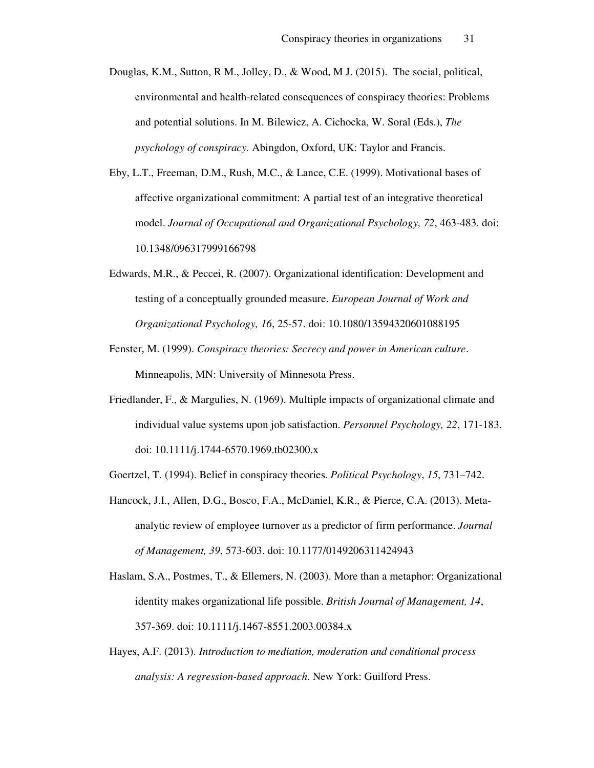Douglas, K.M., Sutton, R M., Jolley, D., & Wood, M J. (2015). The social, political, environmental and health-related consequences of conspiracy theories: Problems and potential solutions. In M. Bilewicz, A. Cichocka, W. Soral (Eds.), *The psychology of conspiracy.* Abingdon, Oxford, UK: Taylor and Francis.

Eby, L.T., Freeman, D.M., Rush, M.C., & Lance, C.E. (1999). Motivational bases of affective organizational commitment: A partial test of an integrative theoretical model. *Journal of Occupational and Organizational Psychology, 72*, 463-483. doi: 10.1348/096317999166798

Edwards, M.R., & Peccei, R. (2007). Organizational identification: Development and testing of a conceptually grounded measure. *European Journal of Work and Organizational Psychology, 16*, 25-57. doi: 10.1080/13594320601088195

Fenster, M. (1999). *Conspiracy theories: Secrecy and power in American culture*. Minneapolis, MN: University of Minnesota Press.

Friedlander, F., & Margulies, N. (1969). Multiple impacts of organizational climate and individual value systems upon job satisfaction. *Personnel Psychology, 22*, 171-183. doi: 10.1111/j.1744-6570.1969.tb02300.x

Goertzel, T. (1994). Belief in conspiracy theories. *Political Psychology*, *15*, 731–742.

Hancock, J.I., Allen, D.G., Bosco, F.A., McDaniel, K.R., & Pierce, C.A. (2013). Meta-analytic review of employee turnover as a predictor of firm performance. *Journal of Management, 39*, 573-603. doi: 10.1177/0149206311424943

Haslam, S.A., Postmes, T., & Ellemers, N. (2003). More than a metaphor: Organizational identity makes organizational life possible. *British Journal of Management, 14*, 357-369. doi: 10.1111/j.1467-8551.2003.00384.x

Hayes, A.F. (2013). *Introduction to mediation, moderation and conditional process analysis: A regression-based approach*. New York: Guilford Press.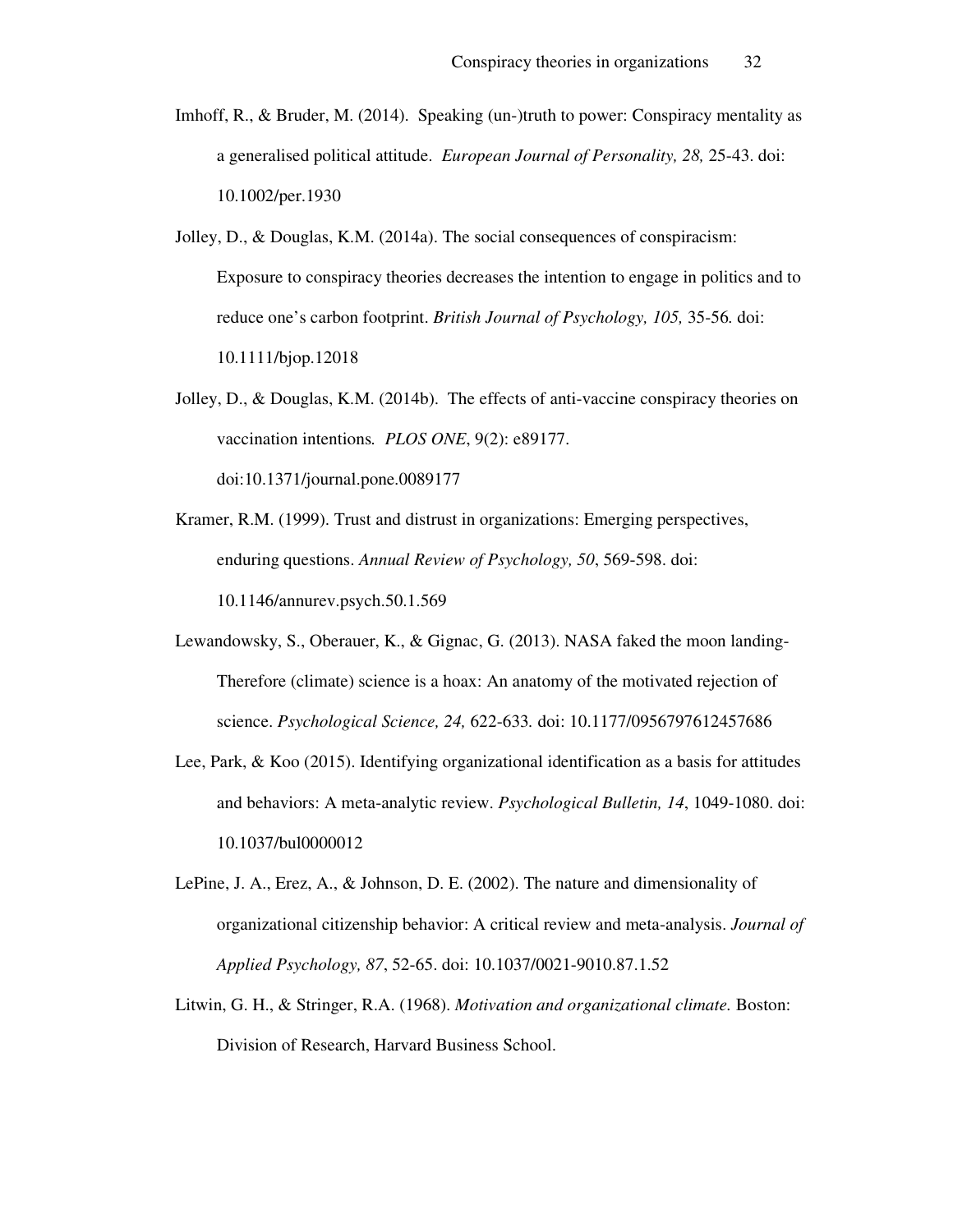Imhoff, R., & Bruder, M. (2014). Speaking (un-)truth to power: Conspiracy mentality as a generalised political attitude. *European Journal of Personality, 28,* 25-43. doi: 10.1002/per.1930

Jolley, D., & Douglas, K.M. (2014a). The social consequences of conspiracism: Exposure to conspiracy theories decreases the intention to engage in politics and to reduce one's carbon footprint. *British Journal of Psychology, 105,* 35-56. doi: 10.1111/bjop.12018

Jolley, D., & Douglas, K.M. (2014b). The effects of anti-vaccine conspiracy theories on vaccination intentions*. PLOS ONE*, 9(2): e89177. doi:10.1371/journal.pone.0089177

Kramer, R.M. (1999). Trust and distrust in organizations: Emerging perspectives, enduring questions. *Annual Review of Psychology, 50*, 569-598. doi: 10.1146/annurev.psych.50.1.569

Lewandowsky, S., Oberauer, K., & Gignac, G. (2013). NASA faked the moon landing- Therefore (climate) science is a hoax: An anatomy of the motivated rejection of science. *Psychological Science, 24,* 622-633. doi: 10.1177/0956797612457686

Lee, Park, & Koo (2015). Identifying organizational identification as a basis for attitudes and behaviors: A meta-analytic review. *Psychological Bulletin, 14*, 1049-1080. doi: 10.1037/bul0000012

LePine, J. A., Erez, A., & Johnson, D. E. (2002). The nature and dimensionality of organizational citizenship behavior: A critical review and meta-analysis. *Journal of Applied Psychology, 87*, 52-65. doi: 10.1037/0021-9010.87.1.52

Litwin, G. H., & Stringer, R.A. (1968). *Motivation and organizational climate.* Boston: Division of Research, Harvard Business School.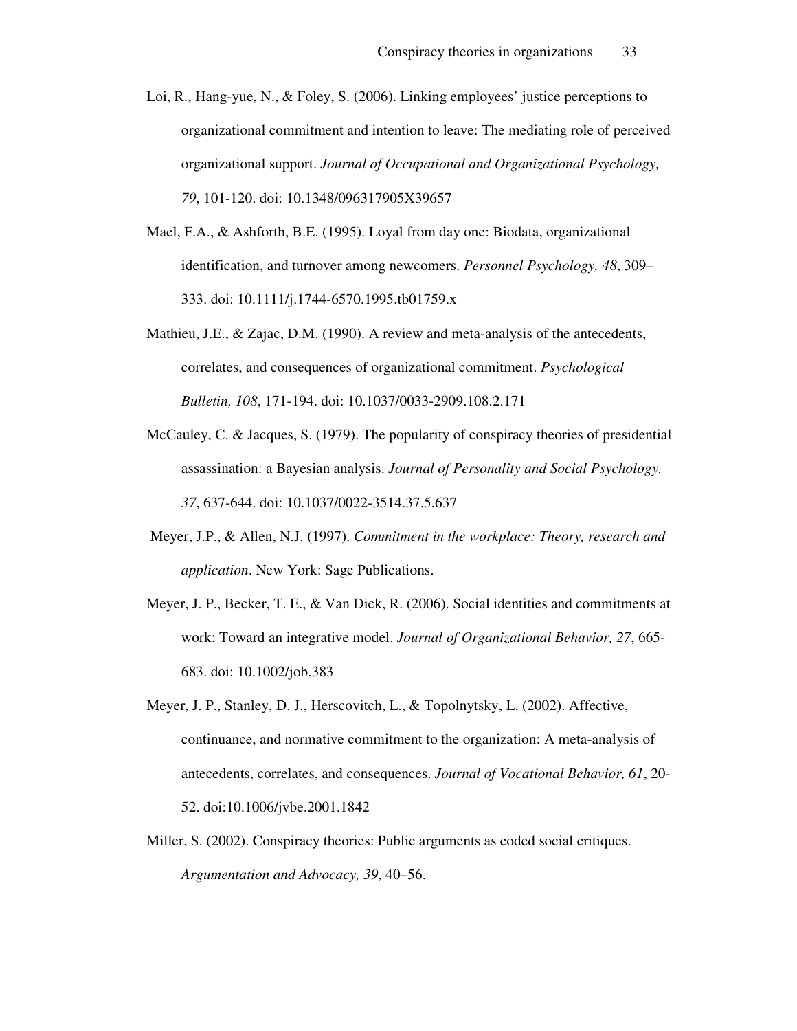Loi, R., Hang-yue, N., & Foley, S. (2006). Linking employees' justice perceptions to organizational commitment and intention to leave: The mediating role of perceived organizational support. *Journal of Occupational and Organizational Psychology, 79*, 101-120. doi: 10.1348/096317905X39657

Mael, F.A., & Ashforth, B.E. (1995). Loyal from day one: Biodata, organizational identification, and turnover among newcomers. *Personnel Psychology, 48*, 309–333. doi: 10.1111/j.1744-6570.1995.tb01759.x

Mathieu, J.E., & Zajac, D.M. (1990). A review and meta-analysis of the antecedents, correlates, and consequences of organizational commitment. *Psychological Bulletin, 108*, 171-194. doi: 10.1037/0033-2909.108.2.171

McCauley, C. & Jacques, S. (1979). The popularity of conspiracy theories of presidential assassination: a Bayesian analysis. *Journal of Personality and Social Psychology. 37*, 637-644. doi: 10.1037/0022-3514.37.5.637

Meyer, J.P., & Allen, N.J. (1997). *Commitment in the workplace: Theory, research and application*. New York: Sage Publications.

Meyer, J. P., Becker, T. E., & Van Dick, R. (2006). Social identities and commitments at work: Toward an integrative model. *Journal of Organizational Behavior, 27*, 665-683. doi: 10.1002/job.383

Meyer, J. P., Stanley, D. J., Herscovitch, L., & Topolnytsky, L. (2002). Affective, continuance, and normative commitment to the organization: A meta-analysis of antecedents, correlates, and consequences. *Journal of Vocational Behavior, 61*, 20-52. doi:10.1006/jvbe.2001.1842

Miller, S. (2002). Conspiracy theories: Public arguments as coded social critiques. *Argumentation and Advocacy, 39*, 40–56.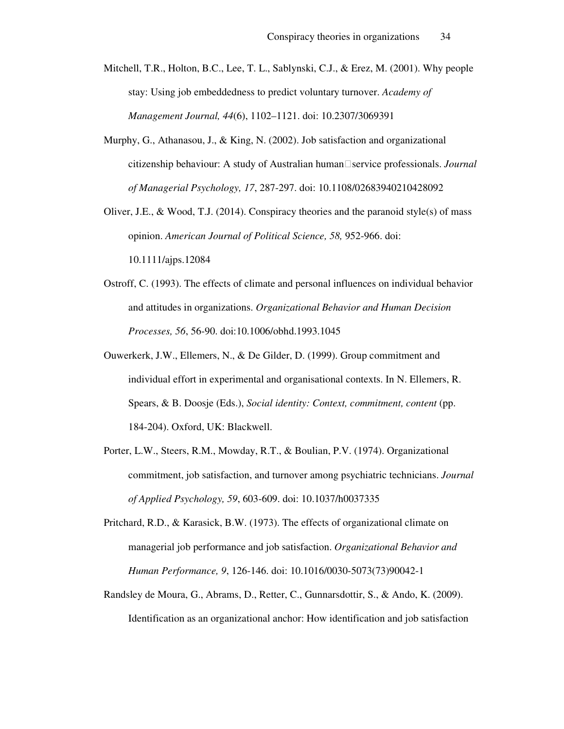Mitchell, T.R., Holton, B.C., Lee, T. L., Sablynski, C.J., & Erez, M. (2001). Why people stay: Using job embeddedness to predict voluntary turnover. *Academy of Management Journal, 44*(6), 1102–1121. doi: 10.2307/3069391

Murphy, G., Athanasou, J., & King, N. (2002). Job satisfaction and organizational citizenship behaviour: A study of Australian human‐service professionals. *Journal of Managerial Psychology, 17*, 287-297. doi: 10.1108/02683940210428092

Oliver, J.E., & Wood, T.J. (2014). Conspiracy theories and the paranoid style(s) of mass opinion. *American Journal of Political Science, 58,* 952-966. doi: 10.1111/ajps.12084

Ostroff, C. (1993). The effects of climate and personal influences on individual behavior and attitudes in organizations. *Organizational Behavior and Human Decision Processes, 56*, 56-90. doi:10.1006/obhd.1993.1045

Ouwerkerk, J.W., Ellemers, N., & De Gilder, D. (1999). Group commitment and individual effort in experimental and organisational contexts. In N. Ellemers, R. Spears, & B. Doosje (Eds.), *Social identity: Context, commitment, content* (pp. 184-204). Oxford, UK: Blackwell.

Porter, L.W., Steers, R.M., Mowday, R.T., & Boulian, P.V. (1974). Organizational commitment, job satisfaction, and turnover among psychiatric technicians. *Journal of Applied Psychology, 59*, 603-609. doi: 10.1037/h0037335

Pritchard, R.D., & Karasick, B.W. (1973). The effects of organizational climate on managerial job performance and job satisfaction. *Organizational Behavior and Human Performance, 9*, 126-146. doi: 10.1016/0030-5073(73)90042-1

Randsley de Moura, G., Abrams, D., Retter, C., Gunnarsdottir, S., & Ando, K. (2009). Identification as an organizational anchor: How identification and job satisfaction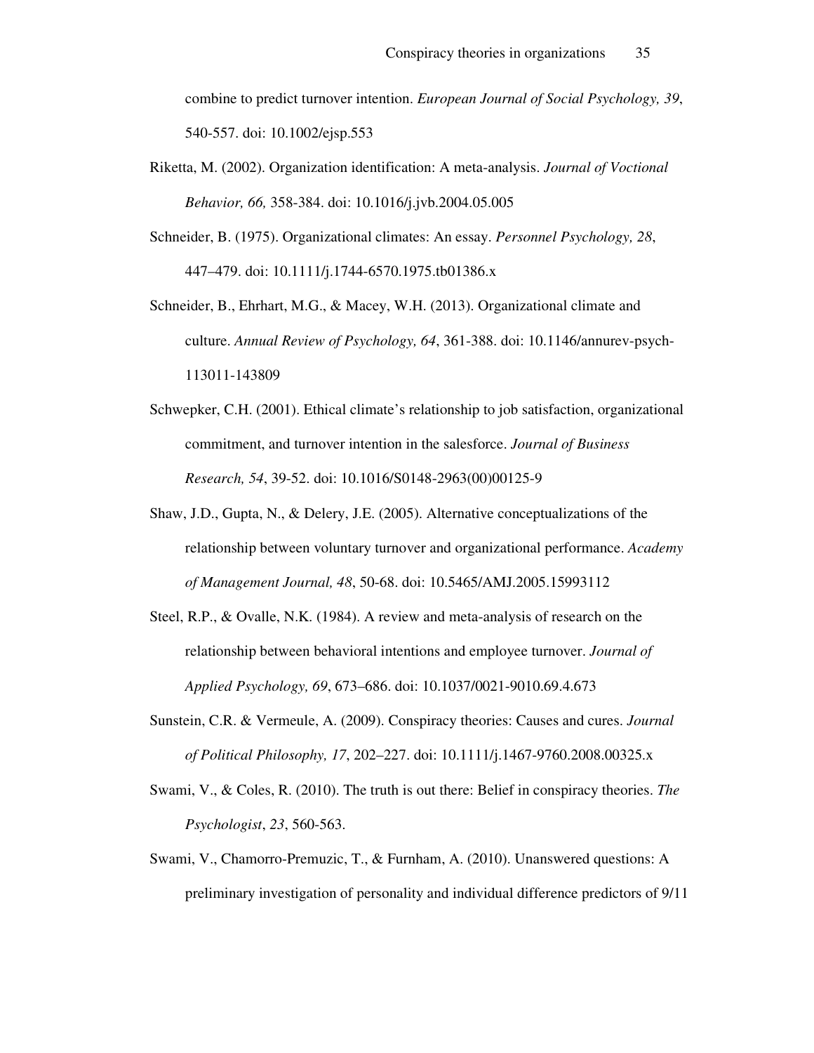combine to predict turnover intention. *European Journal of Social Psychology, 39*, 540-557. doi: 10.1002/ejsp.553

Riketta, M. (2002). Organization identification: A meta-analysis. *Journal of Voctional Behavior, 66,* 358-384. doi: 10.1016/j.jvb.2004.05.005

Schneider, B. (1975). Organizational climates: An essay. *Personnel Psychology, 28*, 447–479. doi: 10.1111/j.1744-6570.1975.tb01386.x

Schneider, B., Ehrhart, M.G., & Macey, W.H. (2013). Organizational climate and culture. *Annual Review of Psychology, 64*, 361-388. doi: 10.1146/annurev-psych-113011-143809

Schwepker, C.H. (2001). Ethical climate's relationship to job satisfaction, organizational commitment, and turnover intention in the salesforce. *Journal of Business Research, 54*, 39-52. doi: 10.1016/S0148-2963(00)00125-9

Shaw, J.D., Gupta, N., & Delery, J.E. (2005). Alternative conceptualizations of the relationship between voluntary turnover and organizational performance. *Academy of Management Journal, 48*, 50-68. doi: 10.5465/AMJ.2005.15993112

Steel, R.P., & Ovalle, N.K. (1984). A review and meta-analysis of research on the relationship between behavioral intentions and employee turnover. *Journal of Applied Psychology, 69*, 673–686. doi: 10.1037/0021-9010.69.4.673

Sunstein, C.R. & Vermeule, A. (2009). Conspiracy theories: Causes and cures. *Journal of Political Philosophy, 17*, 202–227. doi: 10.1111/j.1467-9760.2008.00325.x

Swami, V., & Coles, R. (2010). The truth is out there: Belief in conspiracy theories. *The Psychologist*, *23*, 560-563.

Swami, V., Chamorro-Premuzic, T., & Furnham, A. (2010). Unanswered questions: A preliminary investigation of personality and individual difference predictors of 9/11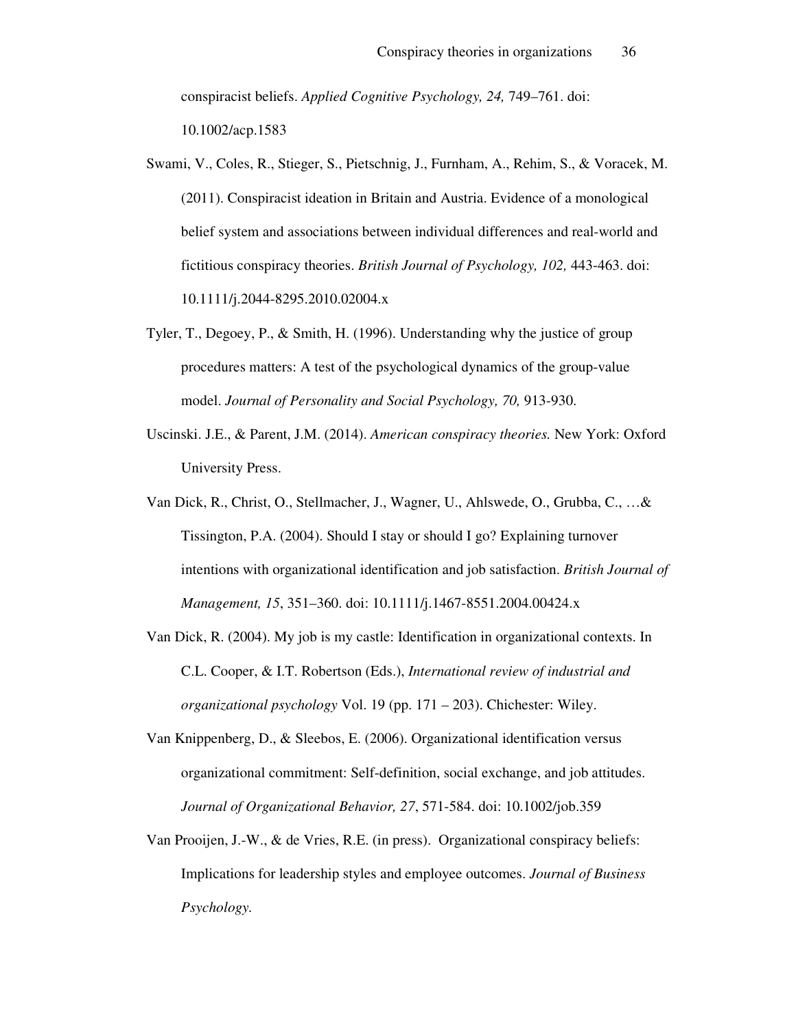conspiracist beliefs. *Applied Cognitive Psychology, 24,* 749–761. doi: 10.1002/acp.1583

Swami, V., Coles, R., Stieger, S., Pietschnig, J., Furnham, A., Rehim, S., & Voracek, M. (2011). Conspiracist ideation in Britain and Austria. Evidence of a monological belief system and associations between individual differences and real-world and fictitious conspiracy theories. *British Journal of Psychology, 102,* 443-463. doi: 10.1111/j.2044-8295.2010.02004.x

Tyler, T., Degoey, P., & Smith, H. (1996). Understanding why the justice of group procedures matters: A test of the psychological dynamics of the group-value model. *Journal of Personality and Social Psychology, 70,* 913-930.

Uscinski. J.E., & Parent, J.M. (2014). *American conspiracy theories.* New York: Oxford University Press.

Van Dick, R., Christ, O., Stellmacher, J., Wagner, U., Ahlswede, O., Grubba, C., …& Tissington, P.A. (2004). Should I stay or should I go? Explaining turnover intentions with organizational identification and job satisfaction. *British Journal of Management, 15*, 351–360. doi: 10.1111/j.1467-8551.2004.00424.x

Van Dick, R. (2004). My job is my castle: Identification in organizational contexts. In C.L. Cooper, & I.T. Robertson (Eds.), *International review of industrial and organizational psychology* Vol. 19 (pp. 171 – 203). Chichester: Wiley.

Van Knippenberg, D., & Sleebos, E. (2006). Organizational identification versus organizational commitment: Self-definition, social exchange, and job attitudes. *Journal of Organizational Behavior, 27*, 571-584. doi: 10.1002/job.359

Van Prooijen, J.-W., & de Vries, R.E. (in press). Organizational conspiracy beliefs: Implications for leadership styles and employee outcomes. *Journal of Business Psychology.*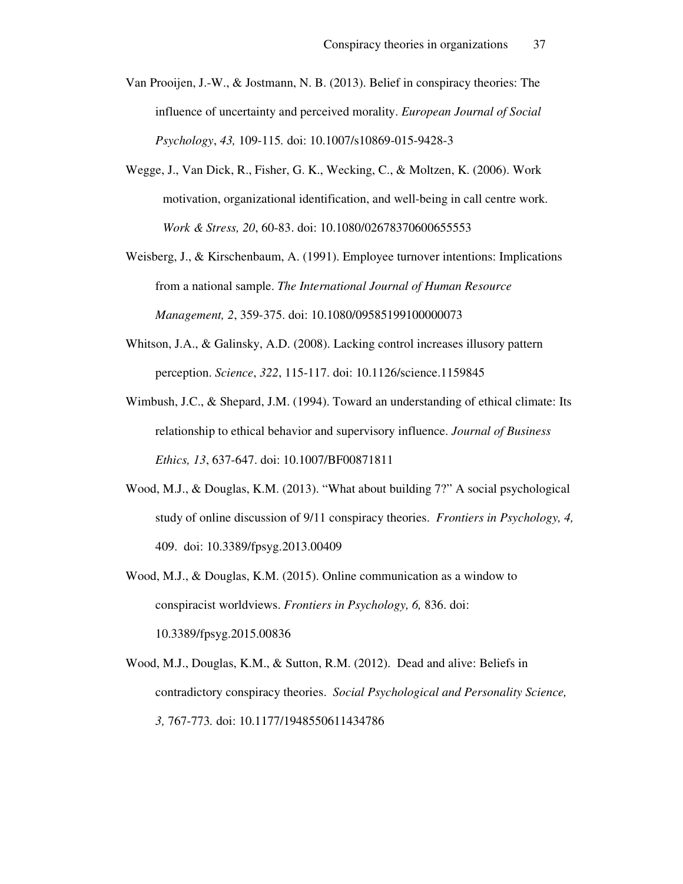Van Prooijen, J.-W., & Jostmann, N. B. (2013). Belief in conspiracy theories: The influence of uncertainty and perceived morality. *European Journal of Social Psychology*, *43,* 109-115. doi: 10.1007/s10869-015-9428-3

Wegge, J., Van Dick, R., Fisher, G. K., Wecking, C., & Moltzen, K. (2006). Work motivation, organizational identification, and well-being in call centre work. *Work & Stress, 20*, 60-83. doi: 10.1080/02678370600655553

Weisberg, J., & Kirschenbaum, A. (1991). Employee turnover intentions: Implications from a national sample. *The International Journal of Human Resource Management, 2*, 359-375. doi: 10.1080/09585199100000073

Whitson, J.A., & Galinsky, A.D. (2008). Lacking control increases illusory pattern perception. *Science*, *322*, 115-117. doi: 10.1126/science.1159845

Wimbush, J.C., & Shepard, J.M. (1994). Toward an understanding of ethical climate: Its relationship to ethical behavior and supervisory influence. *Journal of Business Ethics, 13*, 637-647. doi: 10.1007/BF00871811

Wood, M.J., & Douglas, K.M. (2013). "What about building 7?" A social psychological study of online discussion of 9/11 conspiracy theories. *Frontiers in Psychology, 4,* 409. doi: 10.3389/fpsyg.2013.00409

Wood, M.J., & Douglas, K.M. (2015). Online communication as a window to conspiracist worldviews. *Frontiers in Psychology, 6,* 836. doi: 10.3389/fpsyg.2015.00836

Wood, M.J., Douglas, K.M., & Sutton, R.M. (2012). Dead and alive: Beliefs in contradictory conspiracy theories. *Social Psychological and Personality Science, 3,* 767-773. doi: 10.1177/1948550611434786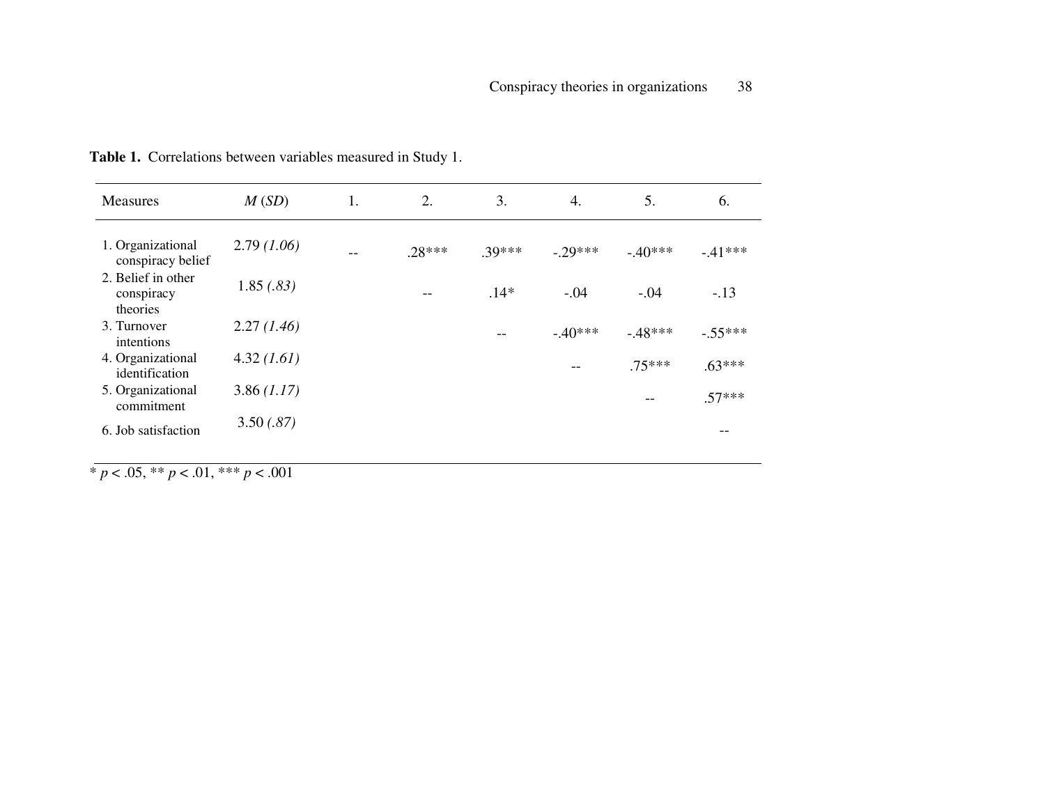**Table 1.** Correlations between variables measured in Study 1.

| Measures | *M* (*SD*) | 1. | 2. | 3. | 4. | 5. | 6. |
|---|---|---|---|---|---|---|---|
| 1. Organizational conspiracy belief | 2.79 *(1.06)* | -- | .28*** | .39*** | -.29*** | -.40*** | -.41*** |
| 2. Belief in other conspiracy theories | 1.85 *(.83)* | | -- | .14* | -.04 | -.04 | -.13 |
| 3. Turnover intentions | 2.27 *(1.46)* | | | -- | -.40*** | -.48*** | -.55*** |
| 4. Organizational identification | 4.32 *(1.61)* | | | | -- | .75*** | .63*** |
| 5. Organizational commitment | 3.86 *(1.17)* | | | | | -- | .57*** |
| 6. Job satisfaction | 3.50 *(.87)* | | | | | | -- |

\* $p < .05$, \*\* $p < .01$, \*\*\* $p < .001$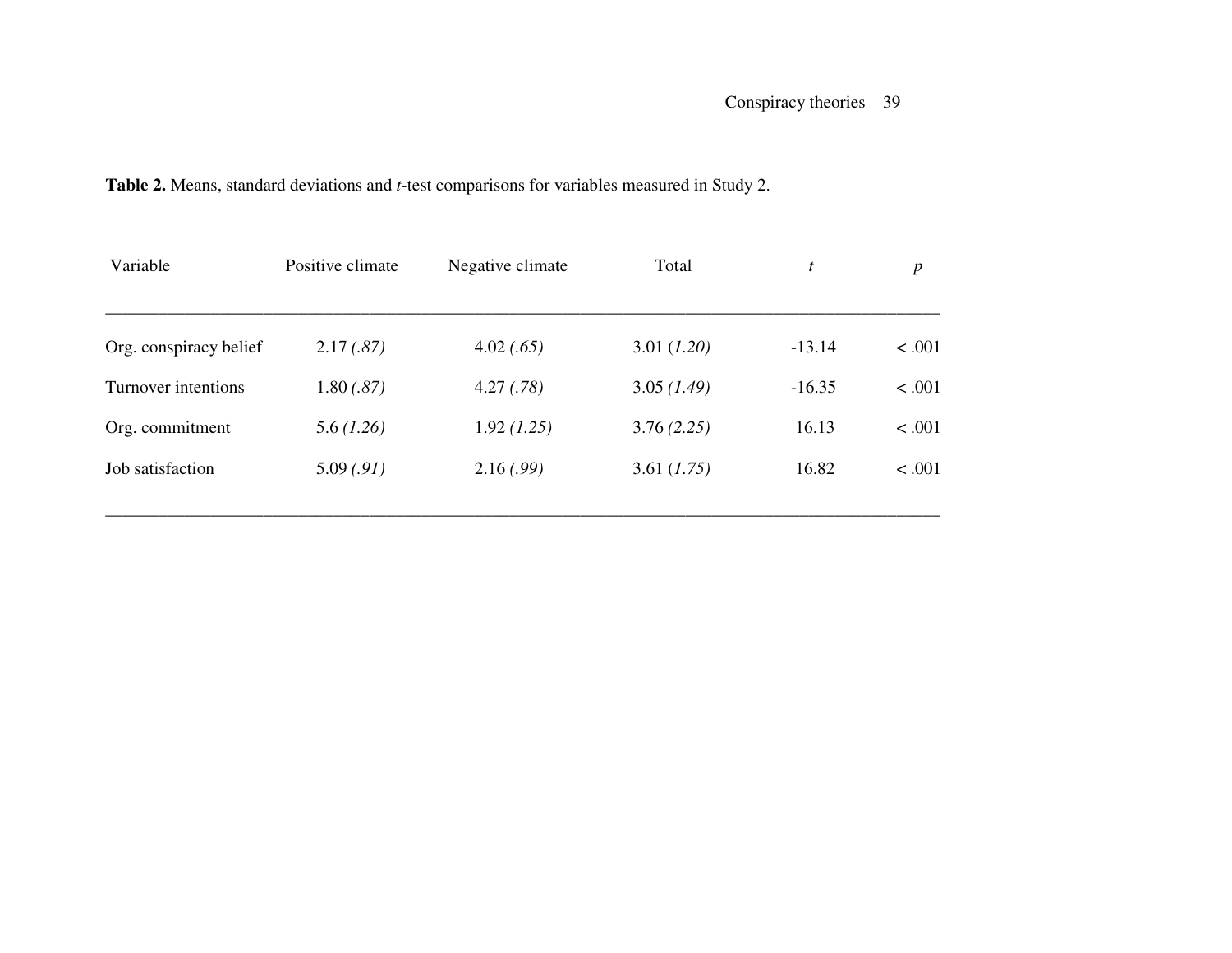**Table 2.** Means, standard deviations and *t*-test comparisons for variables measured in Study 2.

| Variable | Positive climate | Negative climate | Total | *t* | *p* |
|---|---|---|---|---|---|
| Org. conspiracy belief | 2.17 *(.87)* | 4.02 *(.65)* | 3.01 (*1.20)* | -13.14 | < .001 |
| Turnover intentions | 1.80 *(.87)* | 4.27 *(.78)* | 3.05 *(1.49)* | -16.35 | < .001 |
| Org. commitment | 5.6 *(1.26)* | 1.92 *(1.25)* | 3.76 *(2.25)* | 16.13 | < .001 |
| Job satisfaction | 5.09 *(.91)* | 2.16 *(.99)* | 3.61 (*1.75)* | 16.82 | < .001 |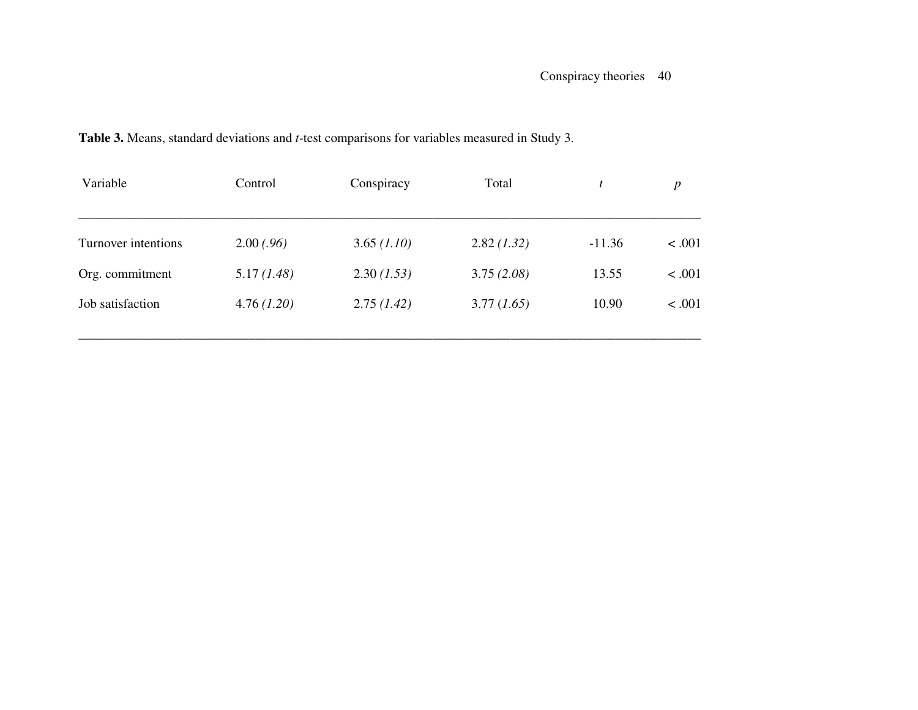**Table 3.** Means, standard deviations and *t*-test comparisons for variables measured in Study 3.

| Variable | Control | Conspiracy | Total | *t* | *p* |
|---|---|---|---|---|---|
| Turnover intentions | 2.00 *(.96)* | 3.65 *(1.10)* | 2.82 *(1.32)* | -11.36 | < .001 |
| Org. commitment | 5.17 *(1.48)* | 2.30 *(1.53)* | 3.75 *(2.08)* | 13.55 | < .001 |
| Job satisfaction | 4.76 *(1.20)* | 2.75 *(1.42)* | 3.77 (*1.65*) | 10.90 | < .001 |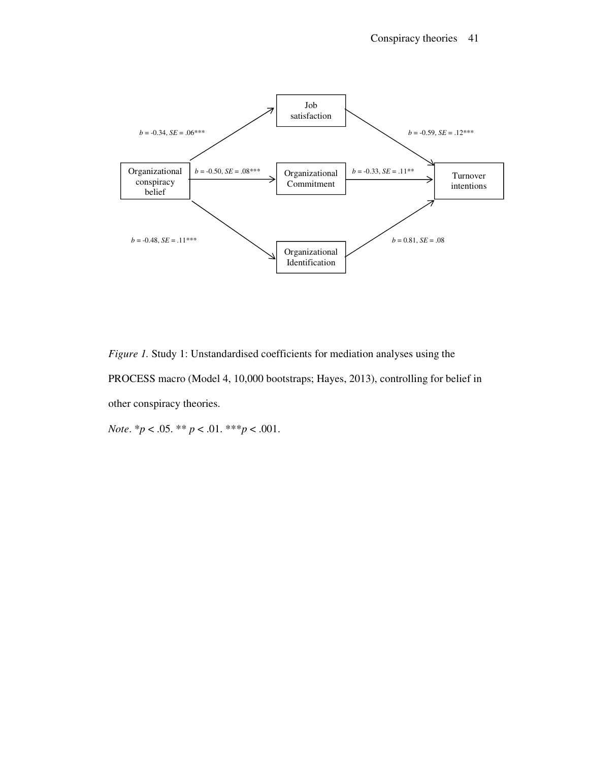Job satisfaction

Organizational conspiracy belief

Organizational Commitment

Turnover intentions

Organizational Identification

*b* = -0.34, *SE* = .06***

*b* = -0.59, *SE* = .12***

*b* = -0.50, *SE* = .08***

*b* = -0.33, *SE* = .11**

*b* = -0.48, *SE* = .11***

*b* = 0.81, *SE* = .08

*Figure 1.* Study 1: Unstandardised coefficients for mediation analyses using the PROCESS macro (Model 4, 10,000 bootstraps; Hayes, 2013), controlling for belief in other conspiracy theories.

*Note*. *$p < .05$. ** $p < .01$. ***$p < .001$.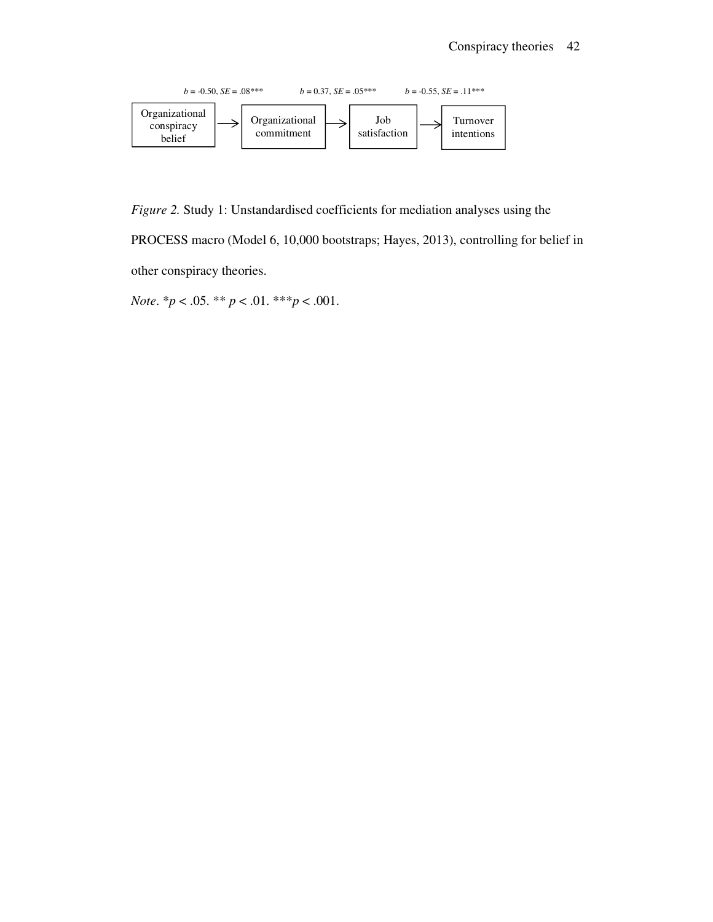$b = -0.50$, $SE = .08$*** $b = 0.37$, $SE = .05$*** $b = -0.55$, $SE = .11$***

Organizational conspiracy belief → Organizational commitment → Job satisfaction → Turnover intentions

*Figure 2.* Study 1: Unstandardised coefficients for mediation analyses using the PROCESS macro (Model 6, 10,000 bootstraps; Hayes, 2013), controlling for belief in other conspiracy theories.

*Note*. *$p < .05$. ** $p < .01$. ***$p < .001$.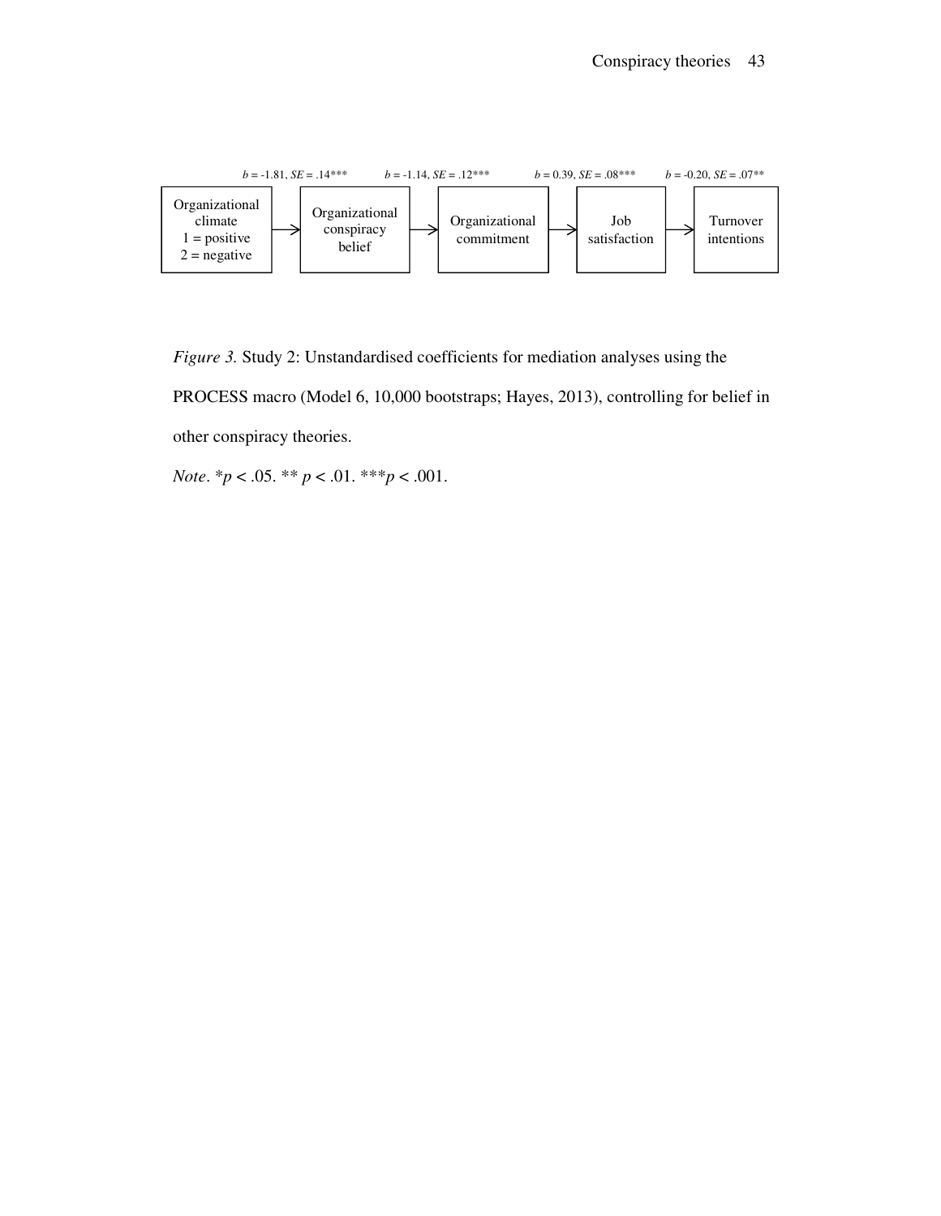$b$ = -1.81, $SE$ = .14*** | $b$ = -1.14, $SE$ = .12*** | $b$ = 0.39, $SE$ = .08*** | $b$ = -0.20, $SE$ = .07**

Organizational climate 1 = positive 2 = negative → Organizational conspiracy belief → Organizational commitment → Job satisfaction → Turnover intentions

*Figure 3.* Study 2: Unstandardised coefficients for mediation analyses using the PROCESS macro (Model 6, 10,000 bootstraps; Hayes, 2013), controlling for belief in other conspiracy theories.

*Note*. *$p < .05$. ** $p < .01$. ***$p < .001$.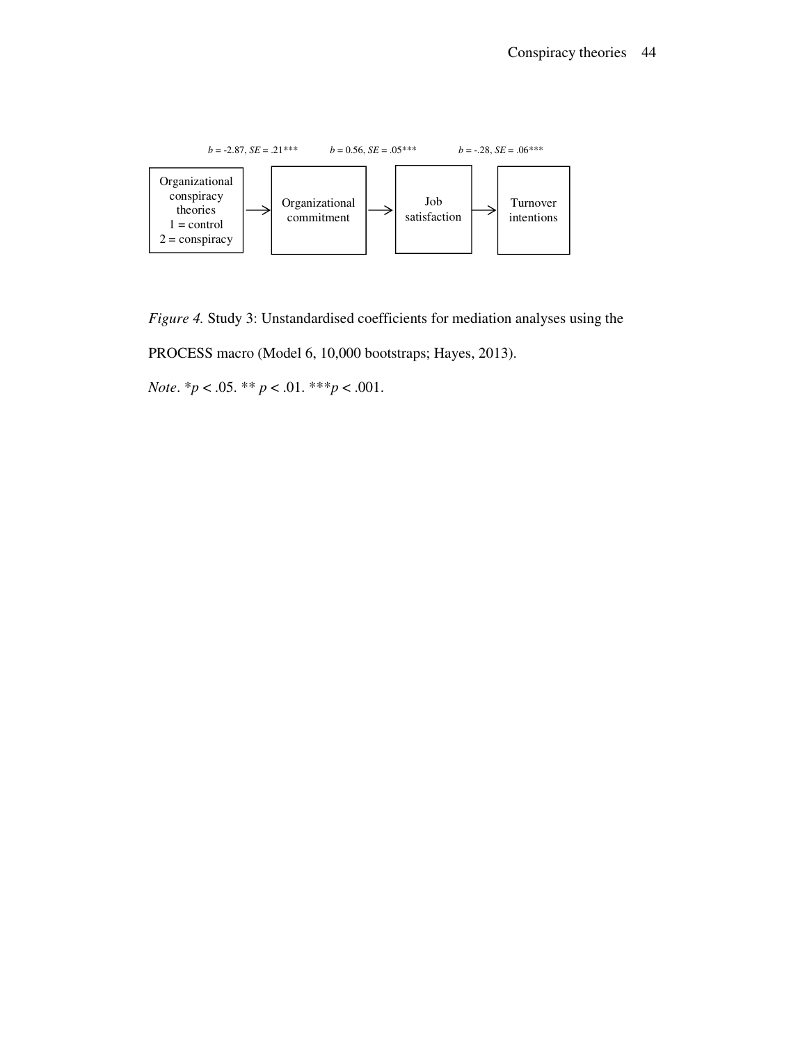$b = -2.87$, $SE = .21$***

$b = 0.56$, $SE = .05$***

$b = -.28$, $SE = .06$***

Organizational conspiracy theories
1 = control
2 = conspiracy

Organizational commitment

Job satisfaction

Turnover intentions

*Figure 4.* Study 3: Unstandardised coefficients for mediation analyses using the PROCESS macro (Model 6, 10,000 bootstraps; Hayes, 2013).

*Note*. *$p < .05$. ** $p < .01$. ***$p < .001$.